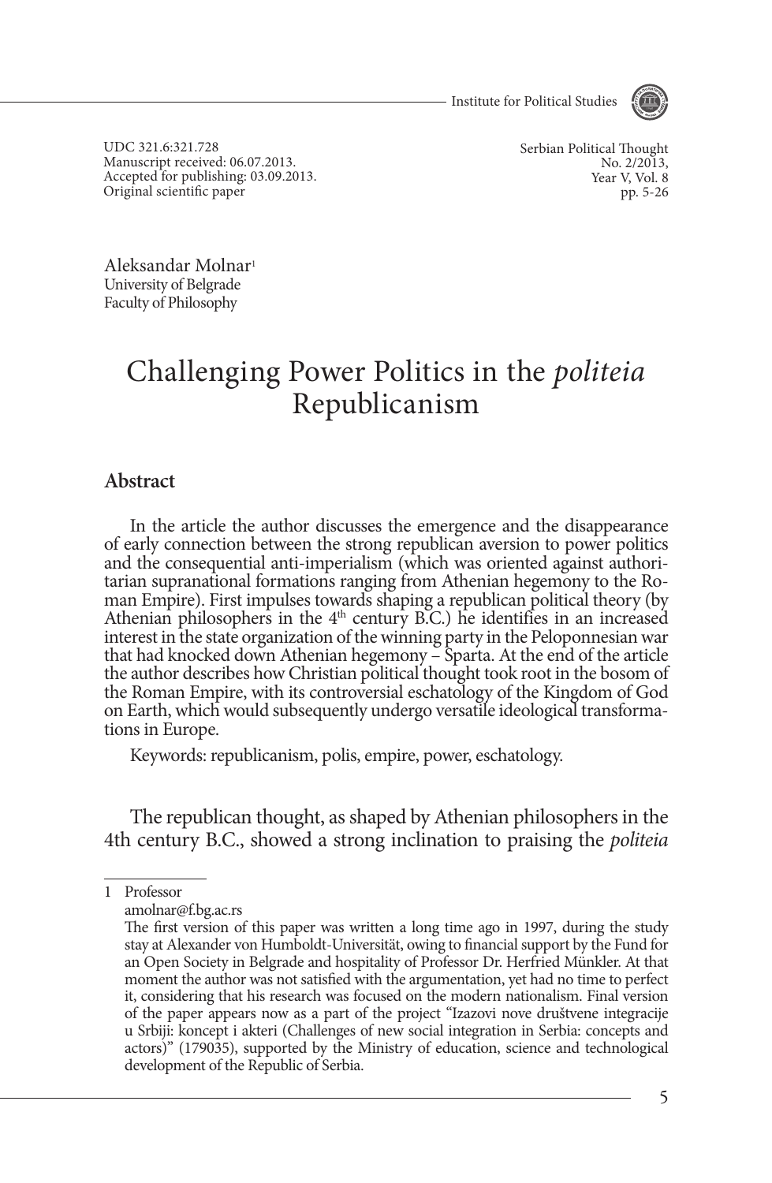UDC 321.6:321.728
Manuscript received: 06.07.2013.
Accepted for publishing: 03.09.2013.
Original scientific paper

Serbian Political Thought
No. 2/2013,
Year V, Vol. 8
pp. 5-26

Aleksandar Molnar[1]
University of Belgrade
Faculty of Philosophy

# Challenging Power Politics in the *politeia* Republicanism

## Abstract

In the article the author discusses the emergence and the disappearance of early connection between the strong republican aversion to power politics and the consequential anti-imperialism (which was oriented against authoritarian supranational formations ranging from Athenian hegemony to the Roman Empire). First impulses towards shaping a republican political theory (by Athenian philosophers in the 4th century B.C.) he identifies in an increased interest in the state organization of the winning party in the Peloponnesian war that had knocked down Athenian hegemony – Sparta. At the end of the article the author describes how Christian political thought took root in the bosom of the Roman Empire, with its controversial eschatology of the Kingdom of God on Earth, which would subsequently undergo versatile ideological transformations in Europe.

Keywords: republicanism, polis, empire, power, eschatology.

The republican thought, as shaped by Athenian philosophers in the 4th century B.C., showed a strong inclination to praising the *politeia*

---

1 Professor
amolnar@f.bg.ac.rs
The first version of this paper was written a long time ago in 1997, during the study stay at Alexander von Humboldt-Universität, owing to financial support by the Fund for an Open Society in Belgrade and hospitality of Professor Dr. Herfried Münkler. At that moment the author was not satisfied with the argumentation, yet had no time to perfect it, considering that his research was focused on the modern nationalism. Final version of the paper appears now as a part of the project "Izazovi nove društvene integracije u Srbiji: koncept i akteri (Challenges of new social integration in Serbia: concepts and actors)" (179035), supported by the Ministry of education, science and technological development of the Republic of Serbia.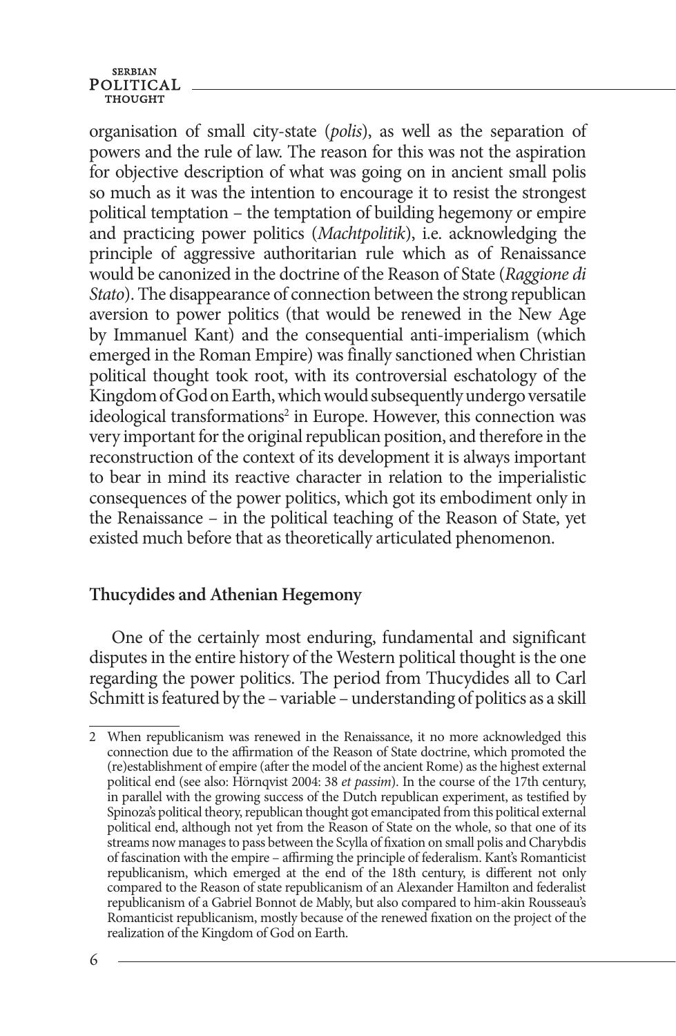organisation of small city-state (*polis*), as well as the separation of powers and the rule of law. The reason for this was not the aspiration for objective description of what was going on in ancient small polis so much as it was the intention to encourage it to resist the strongest political temptation – the temptation of building hegemony or empire and practicing power politics (*Machtpolitik*), i.e. acknowledging the principle of aggressive authoritarian rule which as of Renaissance would be canonized in the doctrine of the Reason of State (*Raggione di Stato*). The disappearance of connection between the strong republican aversion to power politics (that would be renewed in the New Age by Immanuel Kant) and the consequential anti-imperialism (which emerged in the Roman Empire) was finally sanctioned when Christian political thought took root, with its controversial eschatology of the Kingdom of God on Earth, which would subsequently undergo versatile ideological transformations[2] in Europe. However, this connection was very important for the original republican position, and therefore in the reconstruction of the context of its development it is always important to bear in mind its reactive character in relation to the imperialistic consequences of the power politics, which got its embodiment only in the Renaissance – in the political teaching of the Reason of State, yet existed much before that as theoretically articulated phenomenon.

## Thucydides and Athenian Hegemony

One of the certainly most enduring, fundamental and significant disputes in the entire history of the Western political thought is the one regarding the power politics. The period from Thucydides all to Carl Schmitt is featured by the – variable – understanding of politics as a skill

---

[2] When republicanism was renewed in the Renaissance, it no more acknowledged this connection due to the affirmation of the Reason of State doctrine, which promoted the (re)establishment of empire (after the model of the ancient Rome) as the highest external political end (see also: Hörnqvist 2004: 38 *et passim*). In the course of the 17th century, in parallel with the growing success of the Dutch republican experiment, as testified by Spinoza's political theory, republican thought got emancipated from this political external political end, although not yet from the Reason of State on the whole, so that one of its streams now manages to pass between the Scylla of fixation on small polis and Charybdis of fascination with the empire – affirming the principle of federalism. Kant's Romanticist republicanism, which emerged at the end of the 18th century, is different not only compared to the Reason of state republicanism of an Alexander Hamilton and federalist republicanism of a Gabriel Bonnot de Mably, but also compared to him-akin Rousseau's Romanticist republicanism, mostly because of the renewed fixation on the project of the realization of the Kingdom of God on Earth.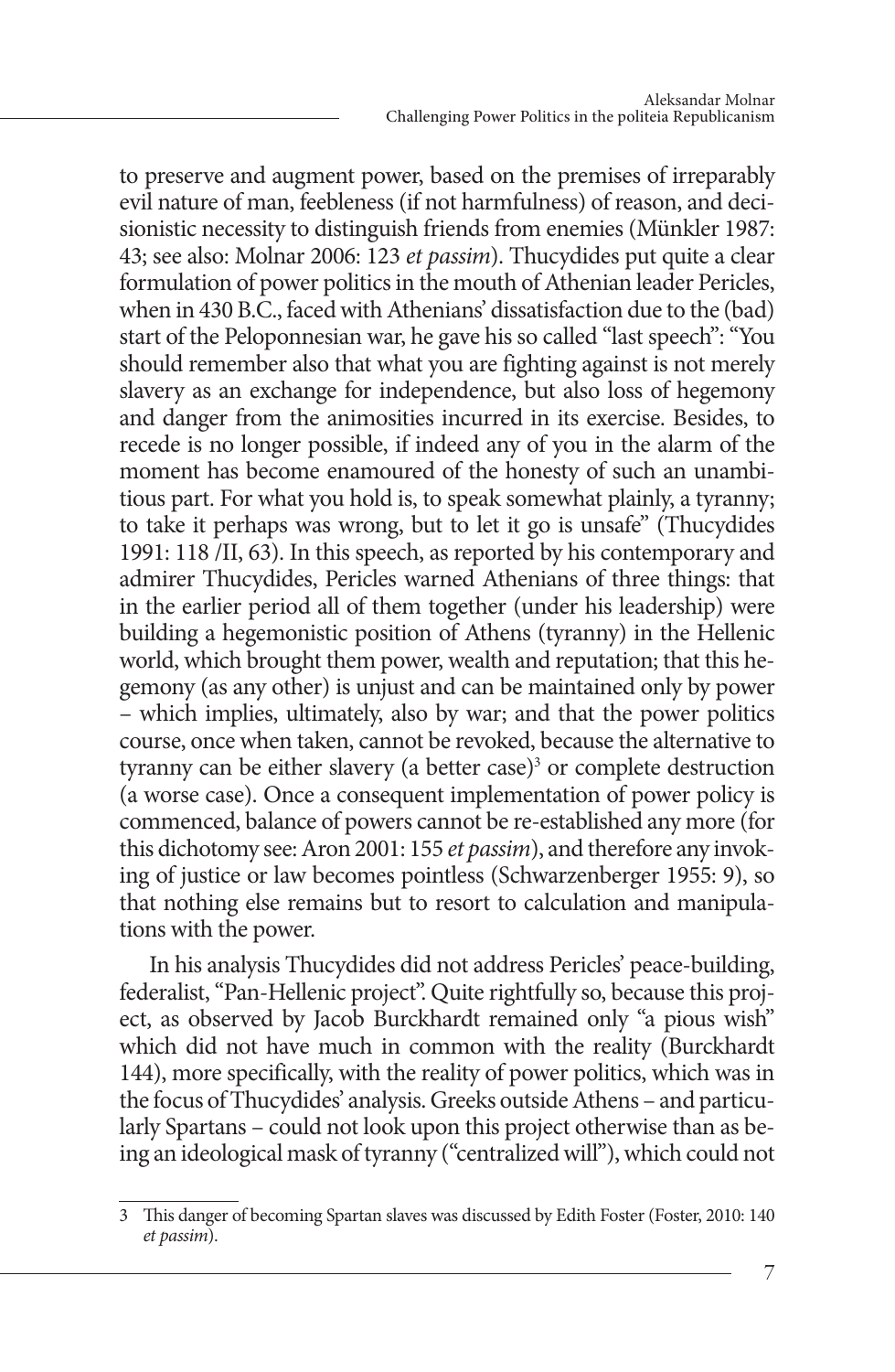to preserve and augment power, based on the premises of irreparably evil nature of man, feebleness (if not harmfulness) of reason, and decisionistic necessity to distinguish friends from enemies (Münkler 1987: 43; see also: Molnar 2006: 123 *et passim*). Thucydides put quite a clear formulation of power politics in the mouth of Athenian leader Pericles, when in 430 B.C., faced with Athenians' dissatisfaction due to the (bad) start of the Peloponnesian war, he gave his so called "last speech": "You should remember also that what you are fighting against is not merely slavery as an exchange for independence, but also loss of hegemony and danger from the animosities incurred in its exercise. Besides, to recede is no longer possible, if indeed any of you in the alarm of the moment has become enamoured of the honesty of such an unambitious part. For what you hold is, to speak somewhat plainly, a tyranny; to take it perhaps was wrong, but to let it go is unsafe" (Thucydides 1991: 118 /II, 63). In this speech, as reported by his contemporary and admirer Thucydides, Pericles warned Athenians of three things: that in the earlier period all of them together (under his leadership) were building a hegemonistic position of Athens (tyranny) in the Hellenic world, which brought them power, wealth and reputation; that this hegemony (as any other) is unjust and can be maintained only by power – which implies, ultimately, also by war; and that the power politics course, once when taken, cannot be revoked, because the alternative to tyranny can be either slavery (a better case)[3] or complete destruction (a worse case). Once a consequent implementation of power policy is commenced, balance of powers cannot be re-established any more (for this dichotomy see: Aron 2001: 155 *et passim*), and therefore any invoking of justice or law becomes pointless (Schwarzenberger 1955: 9), so that nothing else remains but to resort to calculation and manipulations with the power.

In his analysis Thucydides did not address Pericles' peace-building, federalist, "Pan-Hellenic project". Quite rightfully so, because this project, as observed by Jacob Burckhardt remained only "a pious wish" which did not have much in common with the reality (Burckhardt 144), more specifically, with the reality of power politics, which was in the focus of Thucydides' analysis. Greeks outside Athens – and particularly Spartans – could not look upon this project otherwise than as being an ideological mask of tyranny ("centralized will"), which could not

---

3 This danger of becoming Spartan slaves was discussed by Edith Foster (Foster, 2010: 140 *et passim*).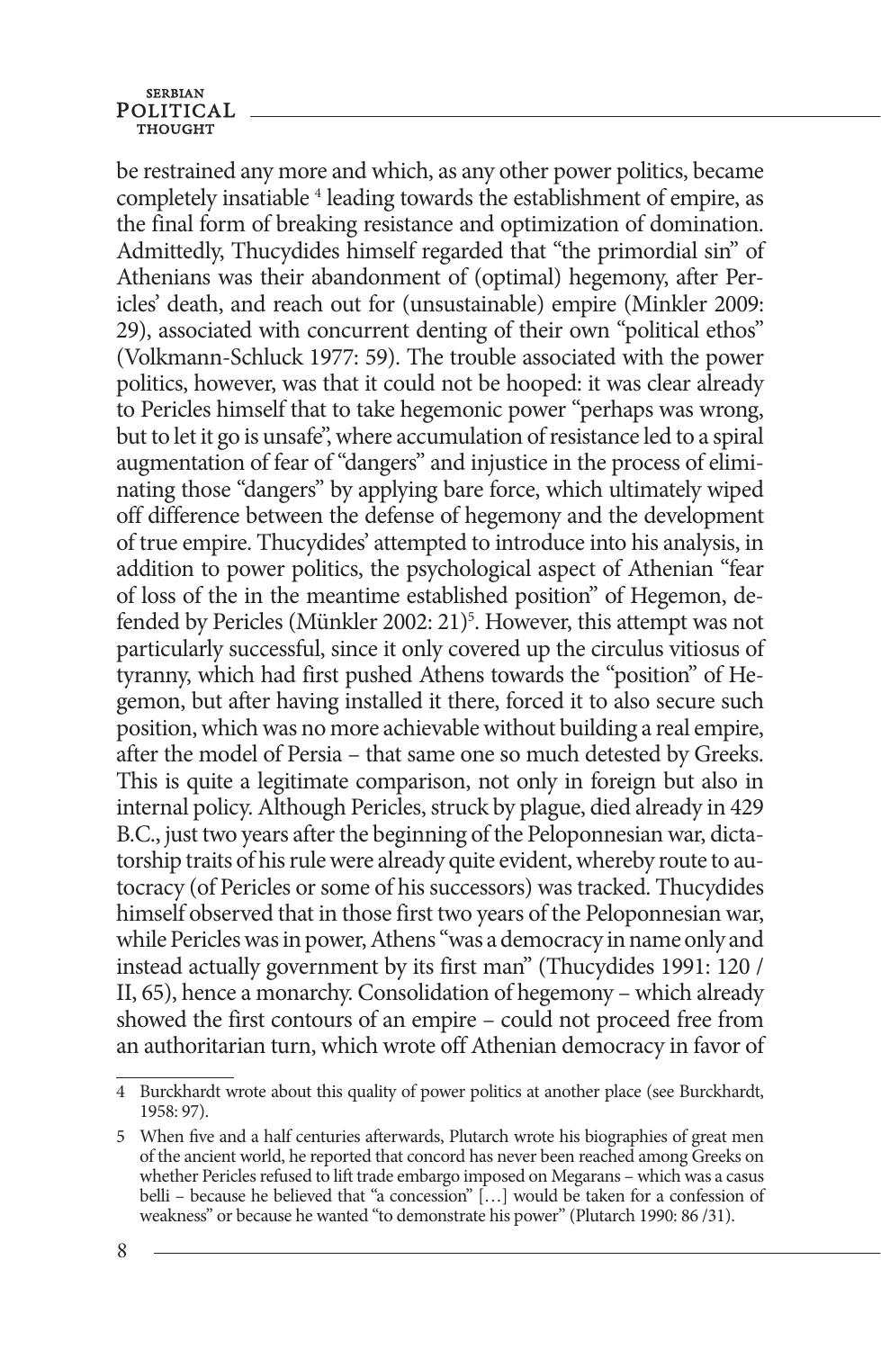be restrained any more and which, as any other power politics, became completely insatiable [4] leading towards the establishment of empire, as the final form of breaking resistance and optimization of domination. Admittedly, Thucydides himself regarded that "the primordial sin" of Athenians was their abandonment of (optimal) hegemony, after Pericles' death, and reach out for (unsustainable) empire (Minkler 2009: 29), associated with concurrent denting of their own "political ethos" (Volkmann-Schluck 1977: 59). The trouble associated with the power politics, however, was that it could not be hooped: it was clear already to Pericles himself that to take hegemonic power "perhaps was wrong, but to let it go is unsafe", where accumulation of resistance led to a spiral augmentation of fear of "dangers" and injustice in the process of eliminating those "dangers" by applying bare force, which ultimately wiped off difference between the defense of hegemony and the development of true empire. Thucydides' attempted to introduce into his analysis, in addition to power politics, the psychological aspect of Athenian "fear of loss of the in the meantime established position" of Hegemon, defended by Pericles (Münkler 2002: 21)[5]. However, this attempt was not particularly successful, since it only covered up the circulus vitiosus of tyranny, which had first pushed Athens towards the "position" of Hegemon, but after having installed it there, forced it to also secure such position, which was no more achievable without building a real empire, after the model of Persia – that same one so much detested by Greeks. This is quite a legitimate comparison, not only in foreign but also in internal policy. Although Pericles, struck by plague, died already in 429 B.C., just two years after the beginning of the Peloponnesian war, dictatorship traits of his rule were already quite evident, whereby route to autocracy (of Pericles or some of his successors) was tracked. Thucydides himself observed that in those first two years of the Peloponnesian war, while Pericles was in power, Athens "was a democracy in name only and instead actually government by its first man" (Thucydides 1991: 120 / II, 65), hence a monarchy. Consolidation of hegemony – which already showed the first contours of an empire – could not proceed free from an authoritarian turn, which wrote off Athenian democracy in favor of

---

4 Burckhardt wrote about this quality of power politics at another place (see Burckhardt, 1958: 97).

5 When five and a half centuries afterwards, Plutarch wrote his biographies of great men of the ancient world, he reported that concord has never been reached among Greeks on whether Pericles refused to lift trade embargo imposed on Megarans – which was a casus belli – because he believed that "a concession" […] would be taken for a confession of weakness" or because he wanted "to demonstrate his power" (Plutarch 1990: 86 /31).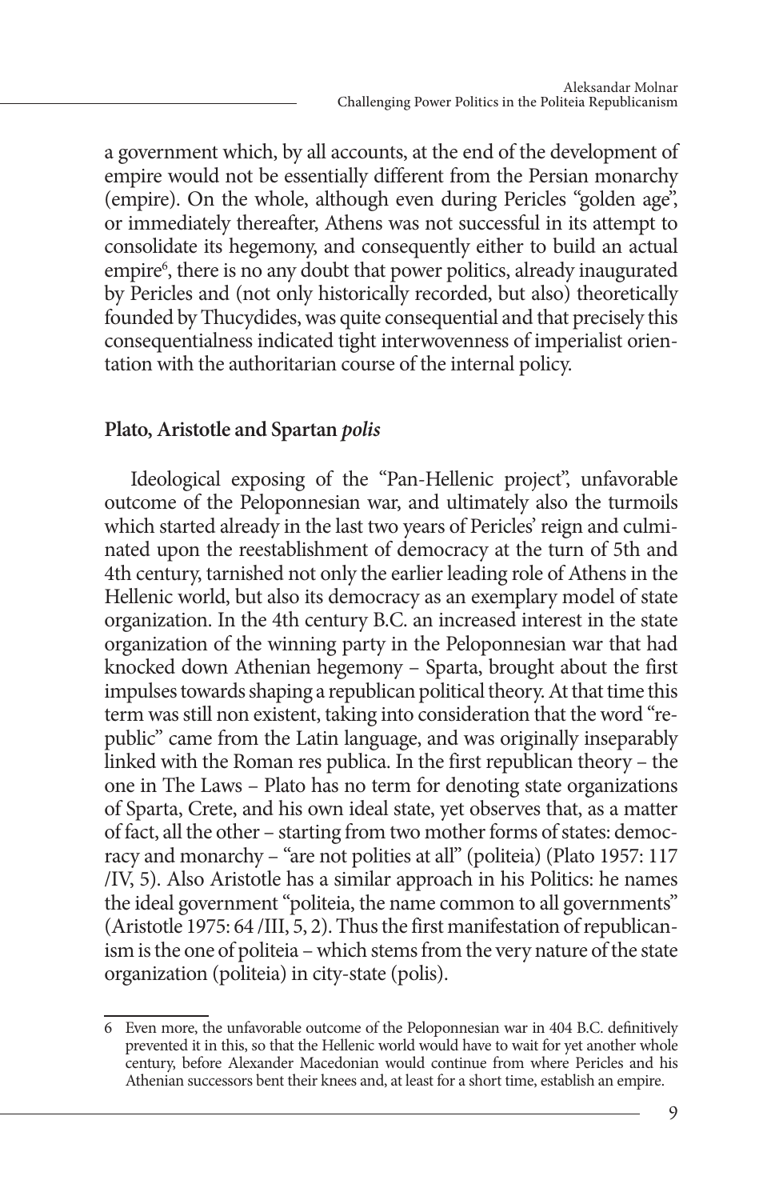a government which, by all accounts, at the end of the development of empire would not be essentially different from the Persian monarchy (empire). On the whole, although even during Pericles "golden age", or immediately thereafter, Athens was not successful in its attempt to consolidate its hegemony, and consequently either to build an actual empire[6], there is no any doubt that power politics, already inaugurated by Pericles and (not only historically recorded, but also) theoretically founded by Thucydides, was quite consequential and that precisely this consequentialness indicated tight interwovenness of imperialist orientation with the authoritarian course of the internal policy.

## Plato, Aristotle and Spartan *polis*

Ideological exposing of the "Pan-Hellenic project", unfavorable outcome of the Peloponnesian war, and ultimately also the turmoils which started already in the last two years of Pericles' reign and culminated upon the reestablishment of democracy at the turn of 5th and 4th century, tarnished not only the earlier leading role of Athens in the Hellenic world, but also its democracy as an exemplary model of state organization. In the 4th century B.C. an increased interest in the state organization of the winning party in the Peloponnesian war that had knocked down Athenian hegemony – Sparta, brought about the first impulses towards shaping a republican political theory. At that time this term was still non existent, taking into consideration that the word "republic" came from the Latin language, and was originally inseparably linked with the Roman res publica. In the first republican theory – the one in The Laws – Plato has no term for denoting state organizations of Sparta, Crete, and his own ideal state, yet observes that, as a matter of fact, all the other – starting from two mother forms of states: democracy and monarchy – "are not polities at all" (politeia) (Plato 1957: 117 /IV, 5). Also Aristotle has a similar approach in his Politics: he names the ideal government "politeia, the name common to all governments" (Aristotle 1975: 64 /III, 5, 2). Thus the first manifestation of republicanism is the one of politeia – which stems from the very nature of the state organization (politeia) in city-state (polis).

---

6 Even more, the unfavorable outcome of the Peloponnesian war in 404 B.C. definitively prevented it in this, so that the Hellenic world would have to wait for yet another whole century, before Alexander Macedonian would continue from where Pericles and his Athenian successors bent their knees and, at least for a short time, establish an empire.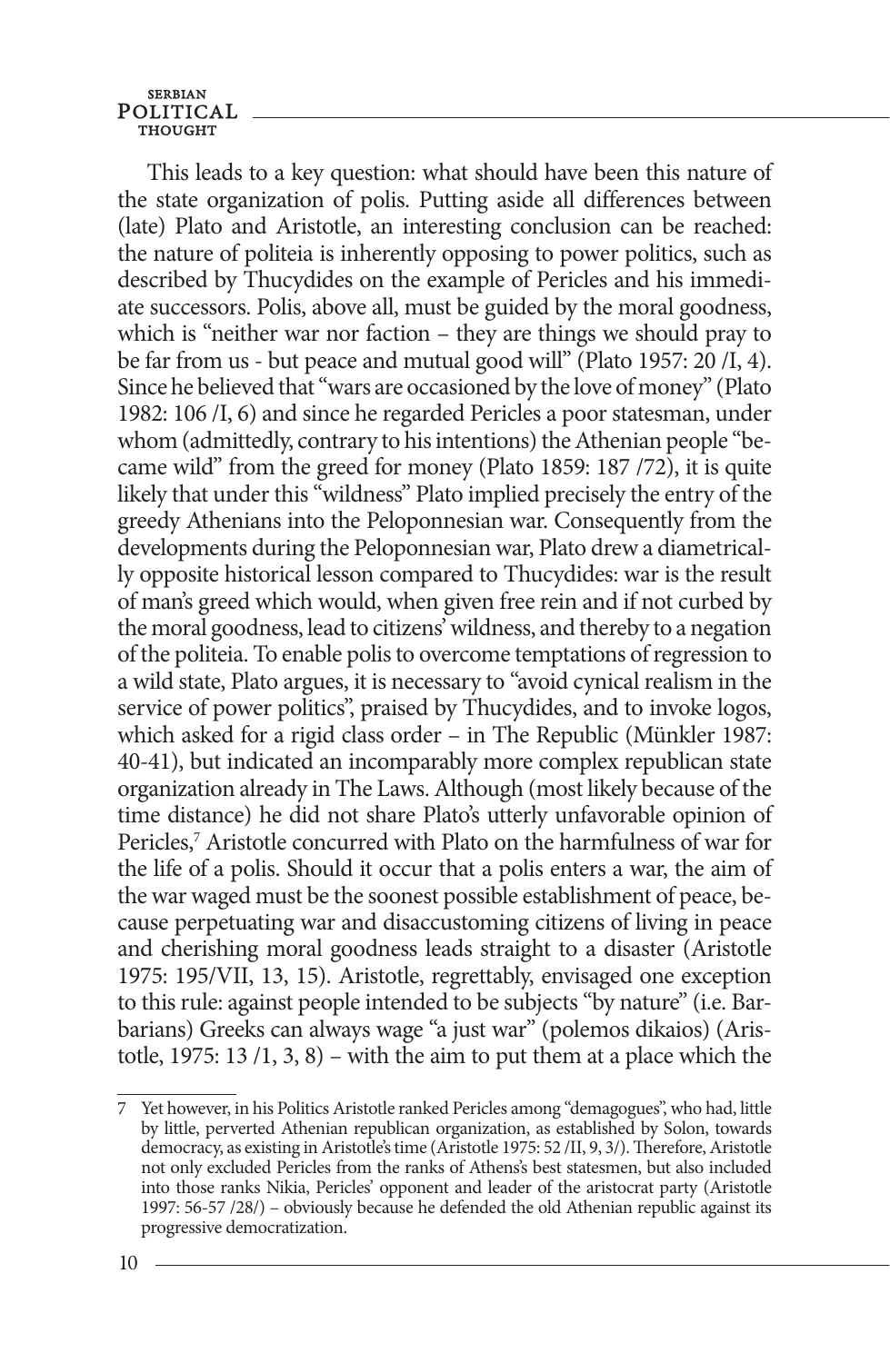This leads to a key question: what should have been this nature of the state organization of polis. Putting aside all differences between (late) Plato and Aristotle, an interesting conclusion can be reached: the nature of politeia is inherently opposing to power politics, such as described by Thucydides on the example of Pericles and his immediate successors. Polis, above all, must be guided by the moral goodness, which is "neither war nor faction – they are things we should pray to be far from us - but peace and mutual good will" (Plato 1957: 20 /I, 4). Since he believed that "wars are occasioned by the love of money" (Plato 1982: 106 /I, 6) and since he regarded Pericles a poor statesman, under whom (admittedly, contrary to his intentions) the Athenian people "became wild" from the greed for money (Plato 1859: 187 /72), it is quite likely that under this "wildness" Plato implied precisely the entry of the greedy Athenians into the Peloponnesian war. Consequently from the developments during the Peloponnesian war, Plato drew a diametrically opposite historical lesson compared to Thucydides: war is the result of man's greed which would, when given free rein and if not curbed by the moral goodness, lead to citizens' wildness, and thereby to a negation of the politeia. To enable polis to overcome temptations of regression to a wild state, Plato argues, it is necessary to "avoid cynical realism in the service of power politics", praised by Thucydides, and to invoke logos, which asked for a rigid class order – in The Republic (Münkler 1987: 40-41), but indicated an incomparably more complex republican state organization already in The Laws. Although (most likely because of the time distance) he did not share Plato's utterly unfavorable opinion of Pericles,[7] Aristotle concurred with Plato on the harmfulness of war for the life of a polis. Should it occur that a polis enters a war, the aim of the war waged must be the soonest possible establishment of peace, because perpetuating war and disaccustoming citizens of living in peace and cherishing moral goodness leads straight to a disaster (Aristotle 1975: 195/VII, 13, 15). Aristotle, regrettably, envisaged one exception to this rule: against people intended to be subjects "by nature" (i.e. Barbarians) Greeks can always wage "a just war" (polemos dikaios) (Aristotle, 1975: 13 /1, 3, 8) – with the aim to put them at a place which the

---

7 Yet however, in his Politics Aristotle ranked Pericles among "demagogues", who had, little by little, perverted Athenian republican organization, as established by Solon, towards democracy, as existing in Aristotle's time (Aristotle 1975: 52 /II, 9, 3/). Therefore, Aristotle not only excluded Pericles from the ranks of Athens's best statesmen, but also included into those ranks Nikia, Pericles' opponent and leader of the aristocrat party (Aristotle 1997: 56-57 /28/) – obviously because he defended the old Athenian republic against its progressive democratization.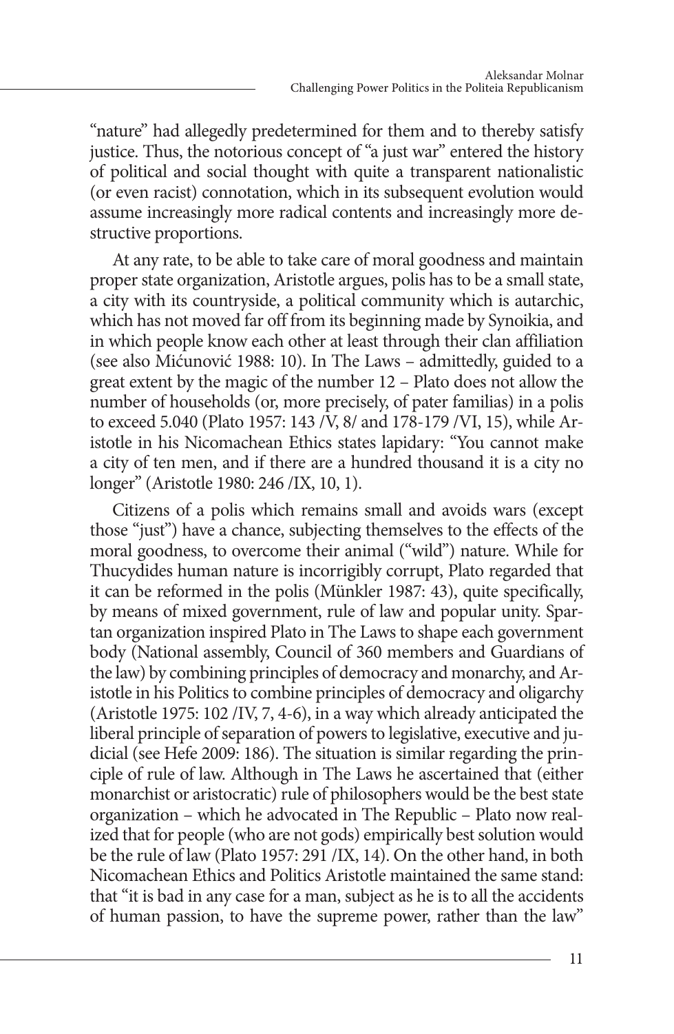"nature" had allegedly predetermined for them and to thereby satisfy justice. Thus, the notorious concept of "a just war" entered the history of political and social thought with quite a transparent nationalistic (or even racist) connotation, which in its subsequent evolution would assume increasingly more radical contents and increasingly more destructive proportions.

At any rate, to be able to take care of moral goodness and maintain proper state organization, Aristotle argues, polis has to be a small state, a city with its countryside, a political community which is autarchic, which has not moved far off from its beginning made by Synoikia, and in which people know each other at least through their clan affiliation (see also Mićunović 1988: 10). In The Laws – admittedly, guided to a great extent by the magic of the number 12 – Plato does not allow the number of households (or, more precisely, of pater familias) in a polis to exceed 5.040 (Plato 1957: 143 /V, 8/ and 178-179 /VI, 15), while Aristotle in his Nicomachean Ethics states lapidary: "You cannot make a city of ten men, and if there are a hundred thousand it is a city no longer" (Aristotle 1980: 246 /IX, 10, 1).

Citizens of a polis which remains small and avoids wars (except those "just") have a chance, subjecting themselves to the effects of the moral goodness, to overcome their animal ("wild") nature. While for Thucydides human nature is incorrigibly corrupt, Plato regarded that it can be reformed in the polis (Münkler 1987: 43), quite specifically, by means of mixed government, rule of law and popular unity. Spartan organization inspired Plato in The Laws to shape each government body (National assembly, Council of 360 members and Guardians of the law) by combining principles of democracy and monarchy, and Aristotle in his Politics to combine principles of democracy and oligarchy (Aristotle 1975: 102 /IV, 7, 4-6), in a way which already anticipated the liberal principle of separation of powers to legislative, executive and judicial (see Hefe 2009: 186). The situation is similar regarding the principle of rule of law. Although in The Laws he ascertained that (either monarchist or aristocratic) rule of philosophers would be the best state organization – which he advocated in The Republic – Plato now realized that for people (who are not gods) empirically best solution would be the rule of law (Plato 1957: 291 /IX, 14). On the other hand, in both Nicomachean Ethics and Politics Aristotle maintained the same stand: that "it is bad in any case for a man, subject as he is to all the accidents of human passion, to have the supreme power, rather than the law"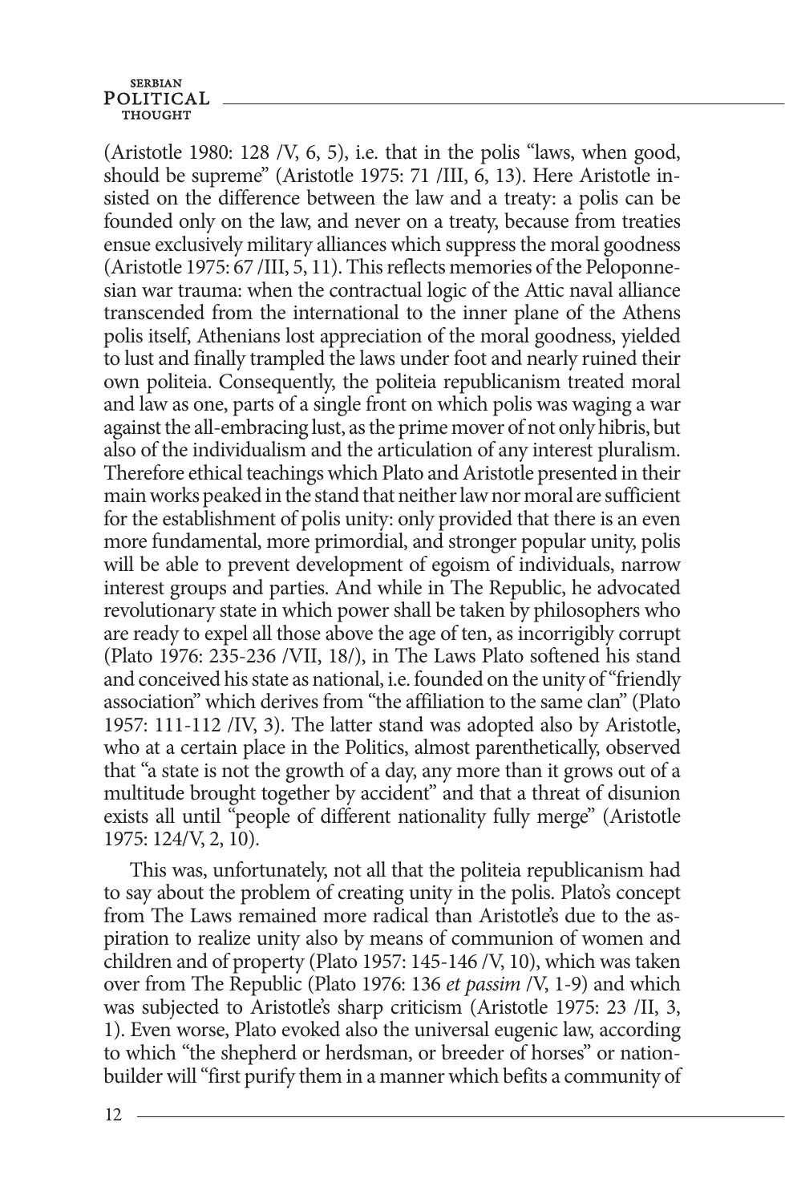(Aristotle 1980: 128 /V, 6, 5), i.e. that in the polis "laws, when good, should be supreme" (Aristotle 1975: 71 /III, 6, 13). Here Aristotle insisted on the difference between the law and a treaty: a polis can be founded only on the law, and never on a treaty, because from treaties ensue exclusively military alliances which suppress the moral goodness (Aristotle 1975: 67 /III, 5, 11). This reflects memories of the Peloponnesian war trauma: when the contractual logic of the Attic naval alliance transcended from the international to the inner plane of the Athens polis itself, Athenians lost appreciation of the moral goodness, yielded to lust and finally trampled the laws under foot and nearly ruined their own politeia. Consequently, the politeia republicanism treated moral and law as one, parts of a single front on which polis was waging a war against the all-embracing lust, as the prime mover of not only hibris, but also of the individualism and the articulation of any interest pluralism. Therefore ethical teachings which Plato and Aristotle presented in their main works peaked in the stand that neither law nor moral are sufficient for the establishment of polis unity: only provided that there is an even more fundamental, more primordial, and stronger popular unity, polis will be able to prevent development of egoism of individuals, narrow interest groups and parties. And while in The Republic, he advocated revolutionary state in which power shall be taken by philosophers who are ready to expel all those above the age of ten, as incorrigibly corrupt (Plato 1976: 235-236 /VII, 18/), in The Laws Plato softened his stand and conceived his state as national, i.e. founded on the unity of "friendly association" which derives from "the affiliation to the same clan" (Plato 1957: 111-112 /IV, 3). The latter stand was adopted also by Aristotle, who at a certain place in the Politics, almost parenthetically, observed that "a state is not the growth of a day, any more than it grows out of a multitude brought together by accident" and that a threat of disunion exists all until "people of different nationality fully merge" (Aristotle 1975: 124/V, 2, 10).

This was, unfortunately, not all that the politeia republicanism had to say about the problem of creating unity in the polis. Plato's concept from The Laws remained more radical than Aristotle's due to the aspiration to realize unity also by means of communion of women and children and of property (Plato 1957: 145-146 /V, 10), which was taken over from The Republic (Plato 1976: 136 *et passim* /V, 1-9) and which was subjected to Aristotle's sharp criticism (Aristotle 1975: 23 /II, 3, 1). Even worse, Plato evoked also the universal eugenic law, according to which "the shepherd or herdsman, or breeder of horses" or nation-builder will "first purify them in a manner which befits a community of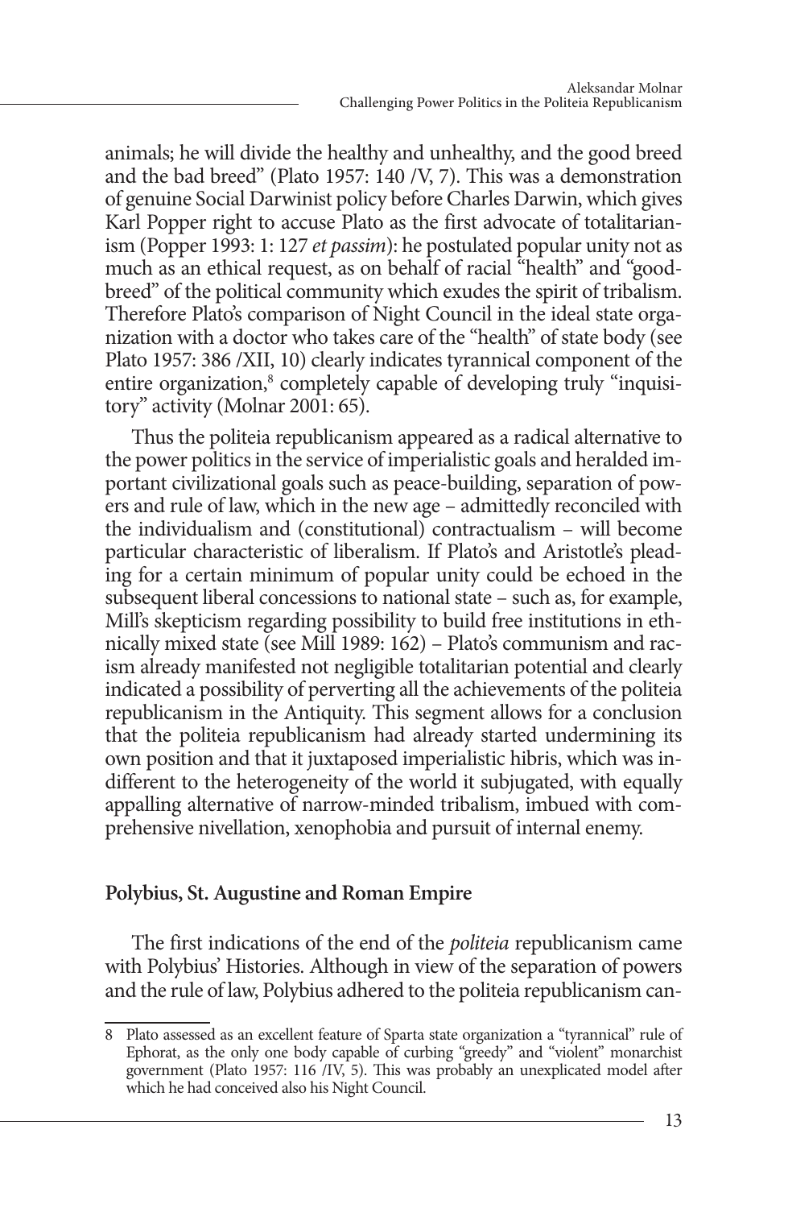animals; he will divide the healthy and unhealthy, and the good breed and the bad breed" (Plato 1957: 140 /V, 7). This was a demonstration of genuine Social Darwinist policy before Charles Darwin, which gives Karl Popper right to accuse Plato as the first advocate of totalitarianism (Popper 1993: 1: 127 *et passim*): he postulated popular unity not as much as an ethical request, as on behalf of racial "health" and "good-breed" of the political community which exudes the spirit of tribalism. Therefore Plato's comparison of Night Council in the ideal state organization with a doctor who takes care of the "health" of state body (see Plato 1957: 386 /XII, 10) clearly indicates tyrannical component of the entire organization,[8] completely capable of developing truly "inquisitory" activity (Molnar 2001: 65).

Thus the politeia republicanism appeared as a radical alternative to the power politics in the service of imperialistic goals and heralded important civilizational goals such as peace-building, separation of powers and rule of law, which in the new age – admittedly reconciled with the individualism and (constitutional) contractualism – will become particular characteristic of liberalism. If Plato's and Aristotle's pleading for a certain minimum of popular unity could be echoed in the subsequent liberal concessions to national state – such as, for example, Mill's skepticism regarding possibility to build free institutions in ethnically mixed state (see Mill 1989: 162) – Plato's communism and racism already manifested not negligible totalitarian potential and clearly indicated a possibility of perverting all the achievements of the politeia republicanism in the Antiquity. This segment allows for a conclusion that the politeia republicanism had already started undermining its own position and that it juxtaposed imperialistic hibris, which was indifferent to the heterogeneity of the world it subjugated, with equally appalling alternative of narrow-minded tribalism, imbued with comprehensive nivellation, xenophobia and pursuit of internal enemy.

## Polybius, St. Augustine and Roman Empire

The first indications of the end of the *politeia* republicanism came with Polybius' Histories. Although in view of the separation of powers and the rule of law, Polybius adhered to the politeia republicanism can-

---

8 Plato assessed as an excellent feature of Sparta state organization a "tyrannical" rule of Ephorat, as the only one body capable of curbing "greedy" and "violent" monarchist government (Plato 1957: 116 /IV, 5). This was probably an unexplicated model after which he had conceived also his Night Council.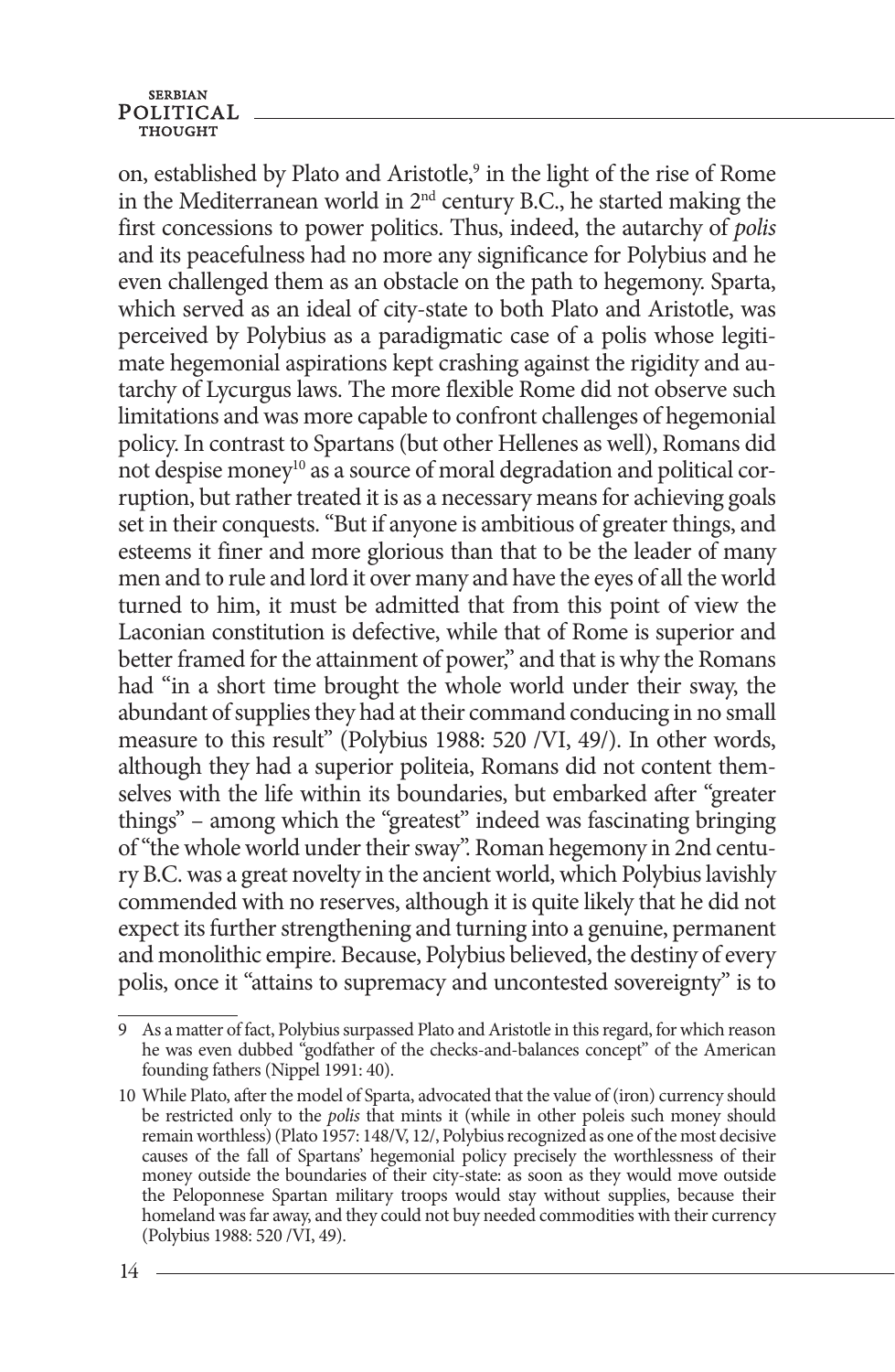on, established by Plato and Aristotle,[9] in the light of the rise of Rome in the Mediterranean world in 2nd century B.C., he started making the first concessions to power politics. Thus, indeed, the autarchy of *polis* and its peacefulness had no more any significance for Polybius and he even challenged them as an obstacle on the path to hegemony. Sparta, which served as an ideal of city-state to both Plato and Aristotle, was perceived by Polybius as a paradigmatic case of a polis whose legitimate hegemonial aspirations kept crashing against the rigidity and autarchy of Lycurgus laws. The more flexible Rome did not observe such limitations and was more capable to confront challenges of hegemonial policy. In contrast to Spartans (but other Hellenes as well), Romans did not despise money[10] as a source of moral degradation and political corruption, but rather treated it is as a necessary means for achieving goals set in their conquests. "But if anyone is ambitious of greater things, and esteems it finer and more glorious than that to be the leader of many men and to rule and lord it over many and have the eyes of all the world turned to him, it must be admitted that from this point of view the Laconian constitution is defective, while that of Rome is superior and better framed for the attainment of power," and that is why the Romans had "in a short time brought the whole world under their sway, the abundant of supplies they had at their command conducing in no small measure to this result" (Polybius 1988: 520 /VI, 49/). In other words, although they had a superior politeia, Romans did not content themselves with the life within its boundaries, but embarked after "greater things" – among which the "greatest" indeed was fascinating bringing of "the whole world under their sway". Roman hegemony in 2nd century B.C. was a great novelty in the ancient world, which Polybius lavishly commended with no reserves, although it is quite likely that he did not expect its further strengthening and turning into a genuine, permanent and monolithic empire. Because, Polybius believed, the destiny of every polis, once it "attains to supremacy and uncontested sovereignty" is to

---

9 As a matter of fact, Polybius surpassed Plato and Aristotle in this regard, for which reason he was even dubbed "godfather of the checks-and-balances concept" of the American founding fathers (Nippel 1991: 40).

10 While Plato, after the model of Sparta, advocated that the value of (iron) currency should be restricted only to the *polis* that mints it (while in other poleis such money should remain worthless) (Plato 1957: 148/V, 12/, Polybius recognized as one of the most decisive causes of the fall of Spartans' hegemonial policy precisely the worthlessness of their money outside the boundaries of their city-state: as soon as they would move outside the Peloponnese Spartan military troops would stay without supplies, because their homeland was far away, and they could not buy needed commodities with their currency (Polybius 1988: 520 /VI, 49).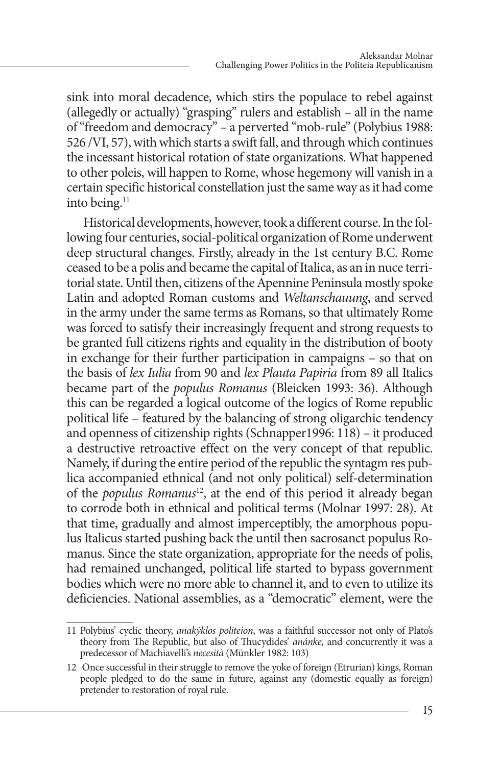sink into moral decadence, which stirs the populace to rebel against (allegedly or actually) "grasping" rulers and establish – all in the name of "freedom and democracy" – a perverted "mob-rule" (Polybius 1988: 526 /VI, 57), with which starts a swift fall, and through which continues the incessant historical rotation of state organizations. What happened to other poleis, will happen to Rome, whose hegemony will vanish in a certain specific historical constellation just the same way as it had come into being.[11]

Historical developments, however, took a different course. In the following four centuries, social-political organization of Rome underwent deep structural changes. Firstly, already in the 1st century B.C. Rome ceased to be a polis and became the capital of Italica, as an in nuce territorial state. Until then, citizens of the Apennine Peninsula mostly spoke Latin and adopted Roman customs and *Weltanschauung*, and served in the army under the same terms as Romans, so that ultimately Rome was forced to satisfy their increasingly frequent and strong requests to be granted full citizens rights and equality in the distribution of booty in exchange for their further participation in campaigns – so that on the basis of *lex Iulia* from 90 and *lex Plauta Papiria* from 89 all Italics became part of the *populus Romanus* (Bleicken 1993: 36). Although this can be regarded a logical outcome of the logics of Rome republic political life – featured by the balancing of strong oligarchic tendency and openness of citizenship rights (Schnapper1996: 118) – it produced a destructive retroactive effect on the very concept of that republic. Namely, if during the entire period of the republic the syntagm res publica accompanied ethnical (and not only political) self-determination of the *populus Romanus*[12], at the end of this period it already began to corrode both in ethnical and political terms (Molnar 1997: 28). At that time, gradually and almost imperceptibly, the amorphous populus Italicus started pushing back the until then sacrosanct populus Romanus. Since the state organization, appropriate for the needs of polis, had remained unchanged, political life started to bypass government bodies which were no more able to channel it, and to even to utilize its deficiencies. National assemblies, as a "democratic" element, were the

---

11 Polybius' cyclic theory, *anakýklos politeion*, was a faithful successor not only of Plato's theory from The Republic, but also of Thucydides' *anánke,* and concurrently it was a predecessor of Machiavelli's *necesità* (Münkler 1982: 103)

12 Once successful in their struggle to remove the yoke of foreign (Etrurian) kings, Roman people pledged to do the same in future, against any (domestic equally as foreign) pretender to restoration of royal rule.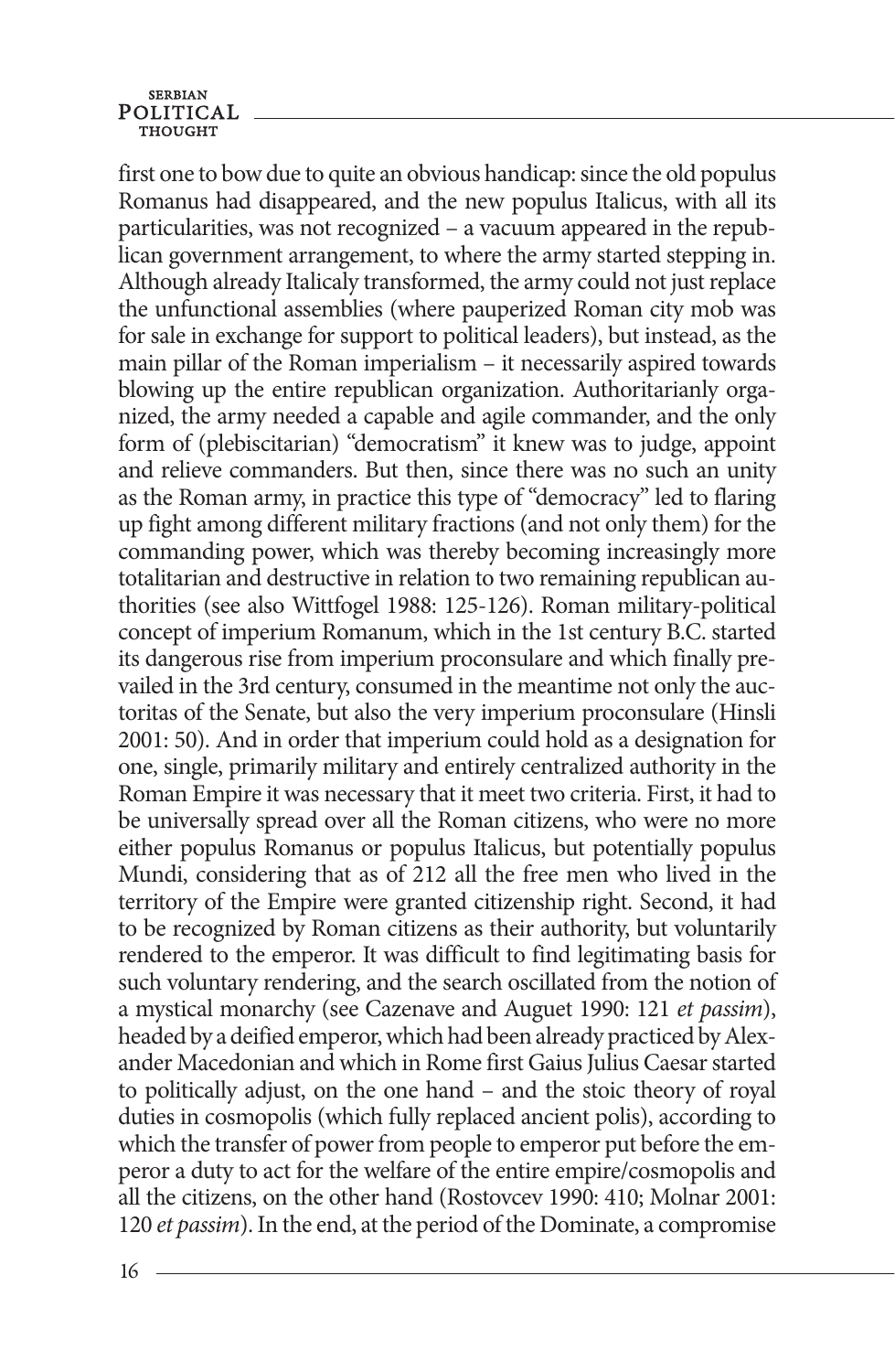first one to bow due to quite an obvious handicap: since the old populus Romanus had disappeared, and the new populus Italicus, with all its particularities, was not recognized – a vacuum appeared in the republican government arrangement, to where the army started stepping in. Although already Italicaly transformed, the army could not just replace the unfunctional assemblies (where pauperized Roman city mob was for sale in exchange for support to political leaders), but instead, as the main pillar of the Roman imperialism – it necessarily aspired towards blowing up the entire republican organization. Authoritarianly organized, the army needed a capable and agile commander, and the only form of (plebiscitarian) "democratism" it knew was to judge, appoint and relieve commanders. But then, since there was no such an unity as the Roman army, in practice this type of "democracy" led to flaring up fight among different military fractions (and not only them) for the commanding power, which was thereby becoming increasingly more totalitarian and destructive in relation to two remaining republican authorities (see also Wittfogel 1988: 125-126). Roman military-political concept of imperium Romanum, which in the 1st century B.C. started its dangerous rise from imperium proconsulare and which finally prevailed in the 3rd century, consumed in the meantime not only the auctoritas of the Senate, but also the very imperium proconsulare (Hinsli 2001: 50). And in order that imperium could hold as a designation for one, single, primarily military and entirely centralized authority in the Roman Empire it was necessary that it meet two criteria. First, it had to be universally spread over all the Roman citizens, who were no more either populus Romanus or populus Italicus, but potentially populus Mundi, considering that as of 212 all the free men who lived in the territory of the Empire were granted citizenship right. Second, it had to be recognized by Roman citizens as their authority, but voluntarily rendered to the emperor. It was difficult to find legitimating basis for such voluntary rendering, and the search oscillated from the notion of a mystical monarchy (see Cazenave and Auguet 1990: 121 *et passim*), headed by a deified emperor, which had been already practiced by Alexander Macedonian and which in Rome first Gaius Julius Caesar started to politically adjust, on the one hand – and the stoic theory of royal duties in cosmopolis (which fully replaced ancient polis), according to which the transfer of power from people to emperor put before the emperor a duty to act for the welfare of the entire empire/cosmopolis and all the citizens, on the other hand (Rostovcev 1990: 410; Molnar 2001: 120 *et passim*). In the end, at the period of the Dominate, a compromise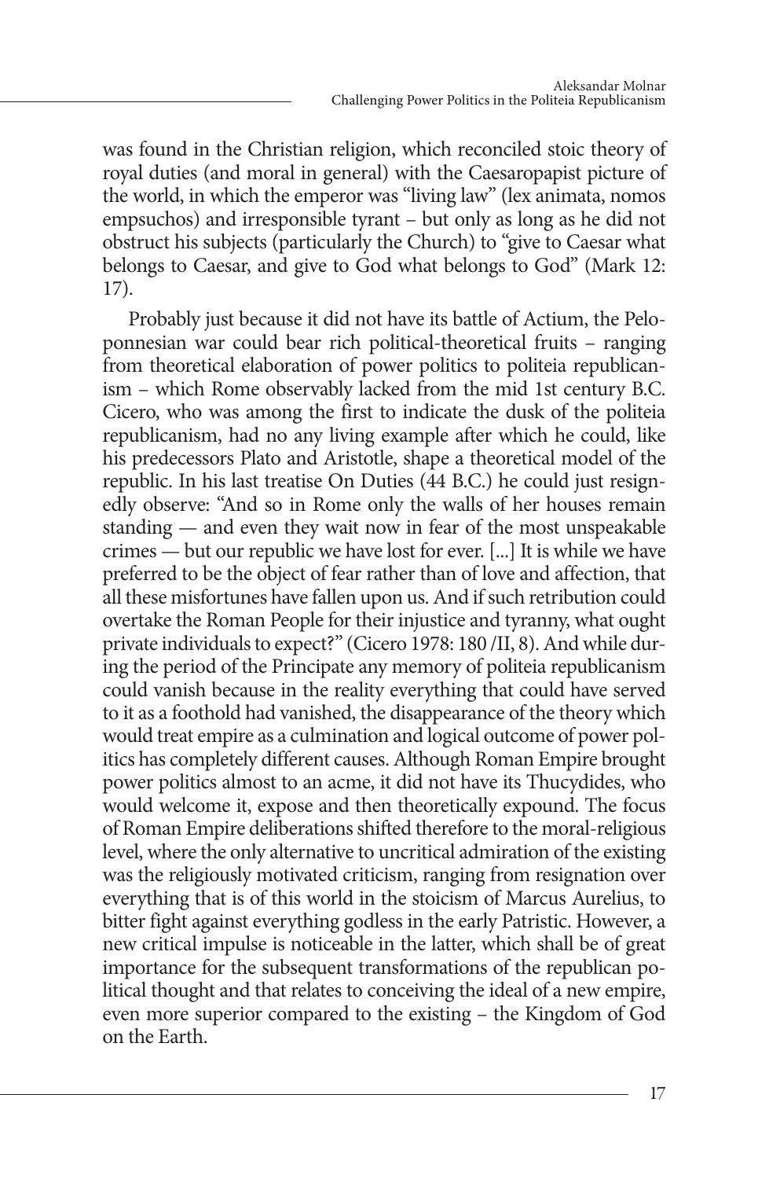was found in the Christian religion, which reconciled stoic theory of royal duties (and moral in general) with the Caesaropapist picture of the world, in which the emperor was "living law" (lex animata, nomos empsuchos) and irresponsible tyrant – but only as long as he did not obstruct his subjects (particularly the Church) to "give to Caesar what belongs to Caesar, and give to God what belongs to God" (Mark 12: 17).

Probably just because it did not have its battle of Actium, the Peloponnesian war could bear rich political-theoretical fruits – ranging from theoretical elaboration of power politics to politeia republicanism – which Rome observably lacked from the mid 1st century B.C. Cicero, who was among the first to indicate the dusk of the politeia republicanism, had no any living example after which he could, like his predecessors Plato and Aristotle, shape a theoretical model of the republic. In his last treatise On Duties (44 B.C.) he could just resignedly observe: "And so in Rome only the walls of her houses remain standing — and even they wait now in fear of the most unspeakable crimes — but our republic we have lost for ever. [...] It is while we have preferred to be the object of fear rather than of love and affection, that all these misfortunes have fallen upon us. And if such retribution could overtake the Roman People for their injustice and tyranny, what ought private individuals to expect?" (Cicero 1978: 180 /II, 8). And while during the period of the Principate any memory of politeia republicanism could vanish because in the reality everything that could have served to it as a foothold had vanished, the disappearance of the theory which would treat empire as a culmination and logical outcome of power politics has completely different causes. Although Roman Empire brought power politics almost to an acme, it did not have its Thucydides, who would welcome it, expose and then theoretically expound. The focus of Roman Empire deliberations shifted therefore to the moral-religious level, where the only alternative to uncritical admiration of the existing was the religiously motivated criticism, ranging from resignation over everything that is of this world in the stoicism of Marcus Aurelius, to bitter fight against everything godless in the early Patristic. However, a new critical impulse is noticeable in the latter, which shall be of great importance for the subsequent transformations of the republican political thought and that relates to conceiving the ideal of a new empire, even more superior compared to the existing – the Kingdom of God on the Earth.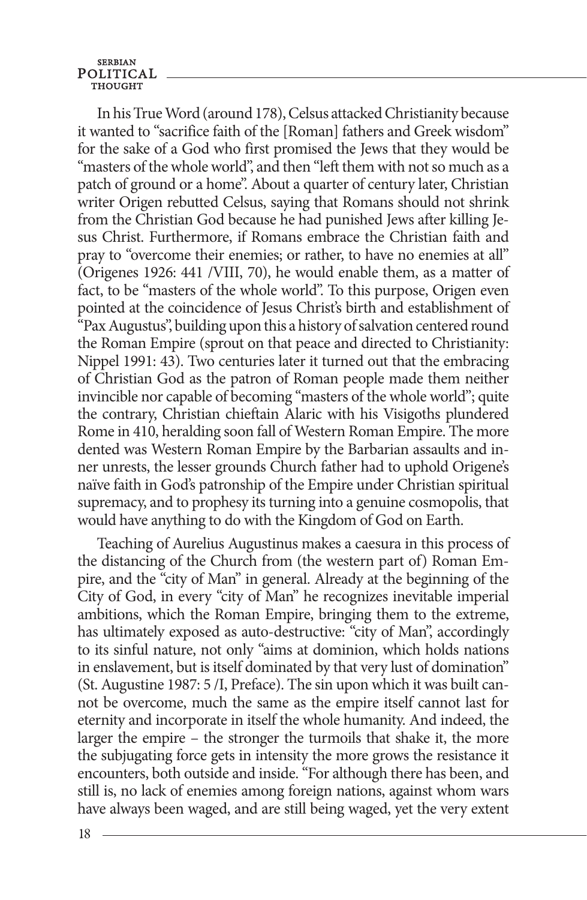In his True Word (around 178), Celsus attacked Christianity because it wanted to "sacrifice faith of the [Roman] fathers and Greek wisdom" for the sake of a God who first promised the Jews that they would be "masters of the whole world", and then "left them with not so much as a patch of ground or a home". About a quarter of century later, Christian writer Origen rebutted Celsus, saying that Romans should not shrink from the Christian God because he had punished Jews after killing Jesus Christ. Furthermore, if Romans embrace the Christian faith and pray to "overcome their enemies; or rather, to have no enemies at all" (Origenes 1926: 441 /VIII, 70), he would enable them, as a matter of fact, to be "masters of the whole world". To this purpose, Origen even pointed at the coincidence of Jesus Christ's birth and establishment of "Pax Augustus", building upon this a history of salvation centered round the Roman Empire (sprout on that peace and directed to Christianity: Nippel 1991: 43). Two centuries later it turned out that the embracing of Christian God as the patron of Roman people made them neither invincible nor capable of becoming "masters of the whole world"; quite the contrary, Christian chieftain Alaric with his Visigoths plundered Rome in 410, heralding soon fall of Western Roman Empire. The more dented was Western Roman Empire by the Barbarian assaults and inner unrests, the lesser grounds Church father had to uphold Origene's naïve faith in God's patronship of the Empire under Christian spiritual supremacy, and to prophesy its turning into a genuine cosmopolis, that would have anything to do with the Kingdom of God on Earth.

Teaching of Aurelius Augustinus makes a caesura in this process of the distancing of the Church from (the western part of) Roman Empire, and the "city of Man" in general. Already at the beginning of the City of God, in every "city of Man" he recognizes inevitable imperial ambitions, which the Roman Empire, bringing them to the extreme, has ultimately exposed as auto-destructive: "city of Man", accordingly to its sinful nature, not only "aims at dominion, which holds nations in enslavement, but is itself dominated by that very lust of domination" (St. Augustine 1987: 5 /I, Preface). The sin upon which it was built cannot be overcome, much the same as the empire itself cannot last for eternity and incorporate in itself the whole humanity. And indeed, the larger the empire – the stronger the turmoils that shake it, the more the subjugating force gets in intensity the more grows the resistance it encounters, both outside and inside. "For although there has been, and still is, no lack of enemies among foreign nations, against whom wars have always been waged, and are still being waged, yet the very extent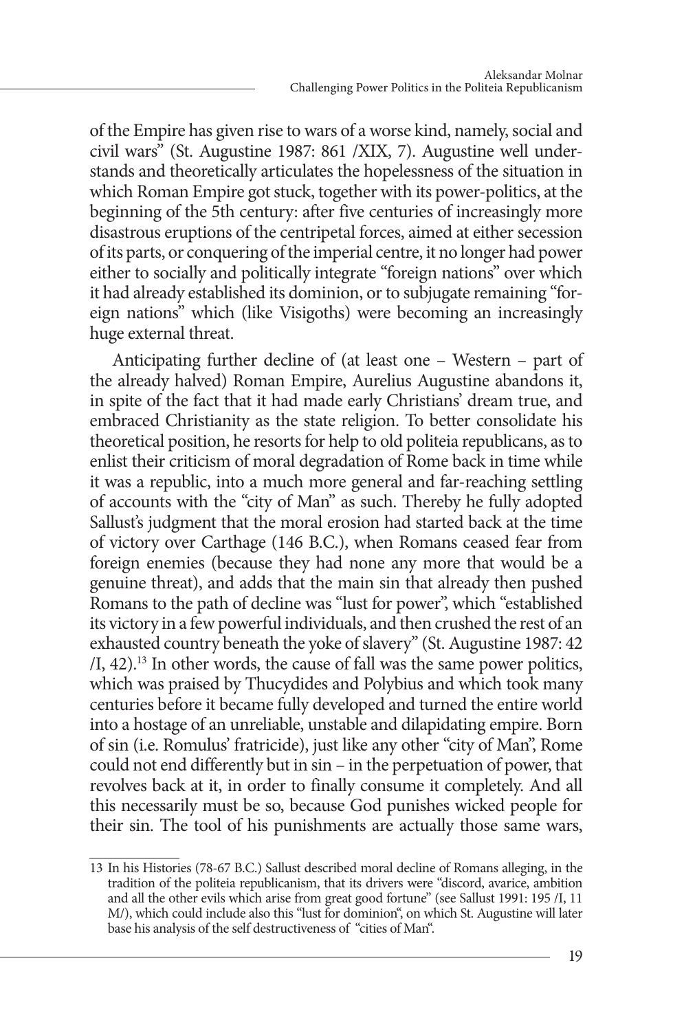of the Empire has given rise to wars of a worse kind, namely, social and civil wars" (St. Augustine 1987: 861 /XIX, 7). Augustine well understands and theoretically articulates the hopelessness of the situation in which Roman Empire got stuck, together with its power-politics, at the beginning of the 5th century: after five centuries of increasingly more disastrous eruptions of the centripetal forces, aimed at either secession of its parts, or conquering of the imperial centre, it no longer had power either to socially and politically integrate "foreign nations" over which it had already established its dominion, or to subjugate remaining "foreign nations" which (like Visigoths) were becoming an increasingly huge external threat.

Anticipating further decline of (at least one – Western – part of the already halved) Roman Empire, Aurelius Augustine abandons it, in spite of the fact that it had made early Christians' dream true, and embraced Christianity as the state religion. To better consolidate his theoretical position, he resorts for help to old politeia republicans, as to enlist their criticism of moral degradation of Rome back in time while it was a republic, into a much more general and far-reaching settling of accounts with the "city of Man" as such. Thereby he fully adopted Sallust's judgment that the moral erosion had started back at the time of victory over Carthage (146 B.C.), when Romans ceased fear from foreign enemies (because they had none any more that would be a genuine threat), and adds that the main sin that already then pushed Romans to the path of decline was "lust for power", which "established its victory in a few powerful individuals, and then crushed the rest of an exhausted country beneath the yoke of slavery" (St. Augustine 1987: 42 /I, 42).[13] In other words, the cause of fall was the same power politics, which was praised by Thucydides and Polybius and which took many centuries before it became fully developed and turned the entire world into a hostage of an unreliable, unstable and dilapidating empire. Born of sin (i.e. Romulus' fratricide), just like any other "city of Man", Rome could not end differently but in sin – in the perpetuation of power, that revolves back at it, in order to finally consume it completely. And all this necessarily must be so, because God punishes wicked people for their sin. The tool of his punishments are actually those same wars,

---

13 In his Histories (78-67 B.C.) Sallust described moral decline of Romans alleging, in the tradition of the politeia republicanism, that its drivers were "discord, avarice, ambition and all the other evils which arise from great good fortune" (see Sallust 1991: 195 /I, 11 M/), which could include also this "lust for dominion", on which St. Augustine will later base his analysis of the self destructiveness of "cities of Man".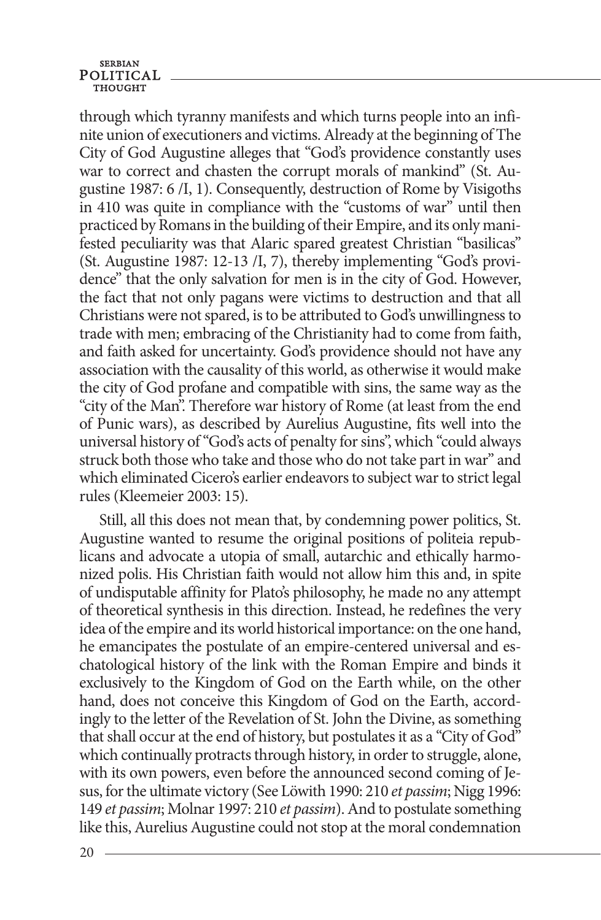through which tyranny manifests and which turns people into an infinite union of executioners and victims. Already at the beginning of The City of God Augustine alleges that "God's providence constantly uses war to correct and chasten the corrupt morals of mankind" (St. Augustine 1987: 6 /I, 1). Consequently, destruction of Rome by Visigoths in 410 was quite in compliance with the "customs of war" until then practiced by Romans in the building of their Empire, and its only manifested peculiarity was that Alaric spared greatest Christian "basilicas" (St. Augustine 1987: 12-13 /I, 7), thereby implementing "God's providence" that the only salvation for men is in the city of God. However, the fact that not only pagans were victims to destruction and that all Christians were not spared, is to be attributed to God's unwillingness to trade with men; embracing of the Christianity had to come from faith, and faith asked for uncertainty. God's providence should not have any association with the causality of this world, as otherwise it would make the city of God profane and compatible with sins, the same way as the "city of the Man". Therefore war history of Rome (at least from the end of Punic wars), as described by Aurelius Augustine, fits well into the universal history of "God's acts of penalty for sins", which "could always struck both those who take and those who do not take part in war" and which eliminated Cicero's earlier endeavors to subject war to strict legal rules (Kleemeier 2003: 15).

Still, all this does not mean that, by condemning power politics, St. Augustine wanted to resume the original positions of politeia republicans and advocate a utopia of small, autarchic and ethically harmonized polis. His Christian faith would not allow him this and, in spite of undisputable affinity for Plato's philosophy, he made no any attempt of theoretical synthesis in this direction. Instead, he redefines the very idea of the empire and its world historical importance: on the one hand, he emancipates the postulate of an empire-centered universal and eschatological history of the link with the Roman Empire and binds it exclusively to the Kingdom of God on the Earth while, on the other hand, does not conceive this Kingdom of God on the Earth, accordingly to the letter of the Revelation of St. John the Divine, as something that shall occur at the end of history, but postulates it as a "City of God" which continually protracts through history, in order to struggle, alone, with its own powers, even before the announced second coming of Jesus, for the ultimate victory (See Löwith 1990: 210 *et passim*; Nigg 1996: 149 *et passim*; Molnar 1997: 210 *et passim*). And to postulate something like this, Aurelius Augustine could not stop at the moral condemnation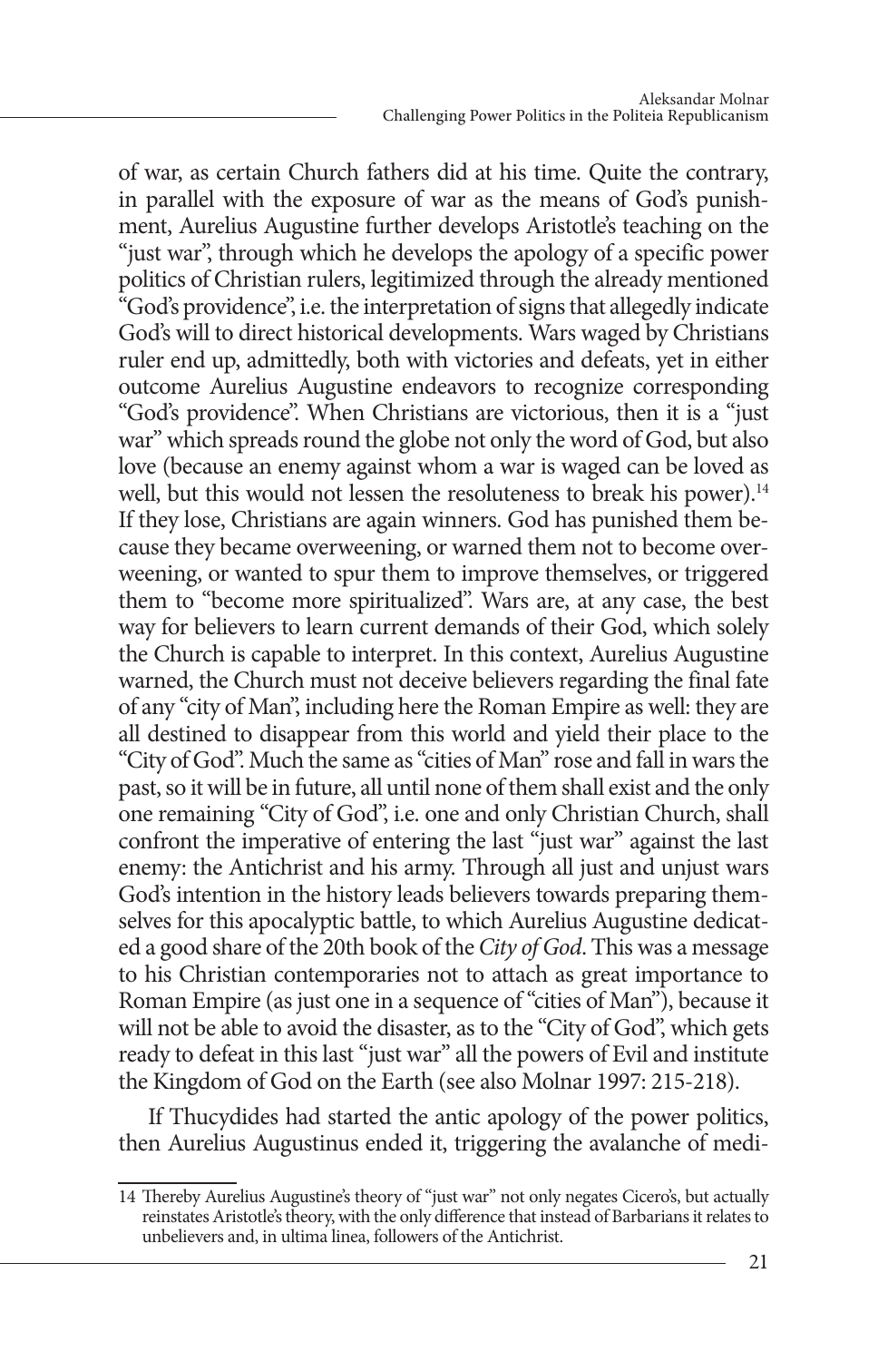of war, as certain Church fathers did at his time. Quite the contrary, in parallel with the exposure of war as the means of God's punishment, Aurelius Augustine further develops Aristotle's teaching on the "just war", through which he develops the apology of a specific power politics of Christian rulers, legitimized through the already mentioned "God's providence", i.e. the interpretation of signs that allegedly indicate God's will to direct historical developments. Wars waged by Christians ruler end up, admittedly, both with victories and defeats, yet in either outcome Aurelius Augustine endeavors to recognize corresponding "God's providence". When Christians are victorious, then it is a "just war" which spreads round the globe not only the word of God, but also love (because an enemy against whom a war is waged can be loved as well, but this would not lessen the resoluteness to break his power).[14] If they lose, Christians are again winners. God has punished them because they became overweening, or warned them not to become overweening, or wanted to spur them to improve themselves, or triggered them to "become more spiritualized". Wars are, at any case, the best way for believers to learn current demands of their God, which solely the Church is capable to interpret. In this context, Aurelius Augustine warned, the Church must not deceive believers regarding the final fate of any "city of Man", including here the Roman Empire as well: they are all destined to disappear from this world and yield their place to the "City of God". Much the same as "cities of Man" rose and fall in wars the past, so it will be in future, all until none of them shall exist and the only one remaining "City of God", i.e. one and only Christian Church, shall confront the imperative of entering the last "just war" against the last enemy: the Antichrist and his army. Through all just and unjust wars God's intention in the history leads believers towards preparing themselves for this apocalyptic battle, to which Aurelius Augustine dedicated a good share of the 20th book of the *City of God*. This was a message to his Christian contemporaries not to attach as great importance to Roman Empire (as just one in a sequence of "cities of Man"), because it will not be able to avoid the disaster, as to the "City of God", which gets ready to defeat in this last "just war" all the powers of Evil and institute the Kingdom of God on the Earth (see also Molnar 1997: 215-218).

If Thucydides had started the antic apology of the power politics, then Aurelius Augustinus ended it, triggering the avalanche of medi-

---

14 Thereby Aurelius Augustine's theory of "just war" not only negates Cicero's, but actually reinstates Aristotle's theory, with the only difference that instead of Barbarians it relates to unbelievers and, in ultima linea, followers of the Antichrist.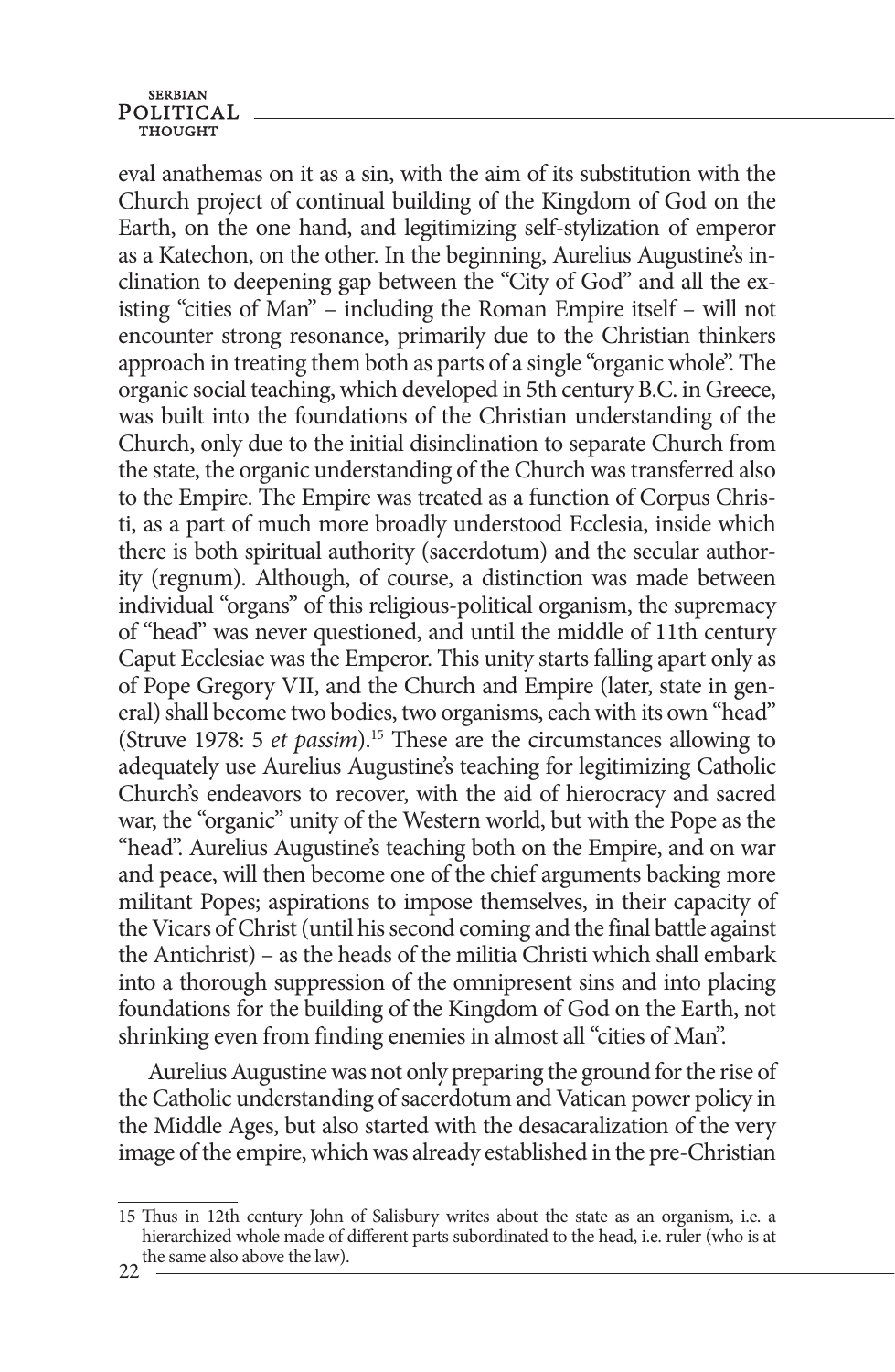eval anathemas on it as a sin, with the aim of its substitution with the Church project of continual building of the Kingdom of God on the Earth, on the one hand, and legitimizing self-stylization of emperor as a Katechon, on the other. In the beginning, Aurelius Augustine's inclination to deepening gap between the "City of God" and all the existing "cities of Man" – including the Roman Empire itself – will not encounter strong resonance, primarily due to the Christian thinkers approach in treating them both as parts of a single "organic whole". The organic social teaching, which developed in 5th century B.C. in Greece, was built into the foundations of the Christian understanding of the Church, only due to the initial disinclination to separate Church from the state, the organic understanding of the Church was transferred also to the Empire. The Empire was treated as a function of Corpus Christi, as a part of much more broadly understood Ecclesia, inside which there is both spiritual authority (sacerdotum) and the secular authority (regnum). Although, of course, a distinction was made between individual "organs" of this religious-political organism, the supremacy of "head" was never questioned, and until the middle of 11th century Caput Ecclesiae was the Emperor. This unity starts falling apart only as of Pope Gregory VII, and the Church and Empire (later, state in general) shall become two bodies, two organisms, each with its own "head" (Struve 1978: 5 *et passim*).[15] These are the circumstances allowing to adequately use Aurelius Augustine's teaching for legitimizing Catholic Church's endeavors to recover, with the aid of hierocracy and sacred war, the "organic" unity of the Western world, but with the Pope as the "head". Aurelius Augustine's teaching both on the Empire, and on war and peace, will then become one of the chief arguments backing more militant Popes; aspirations to impose themselves, in their capacity of the Vicars of Christ (until his second coming and the final battle against the Antichrist) – as the heads of the militia Christi which shall embark into a thorough suppression of the omnipresent sins and into placing foundations for the building of the Kingdom of God on the Earth, not shrinking even from finding enemies in almost all "cities of Man".

Aurelius Augustine was not only preparing the ground for the rise of the Catholic understanding of sacerdotum and Vatican power policy in the Middle Ages, but also started with the desacaralization of the very image of the empire, which was already established in the pre-Christian

---

15 Thus in 12th century John of Salisbury writes about the state as an organism, i.e. a hierarchized whole made of different parts subordinated to the head, i.e. ruler (who is at the same also above the law).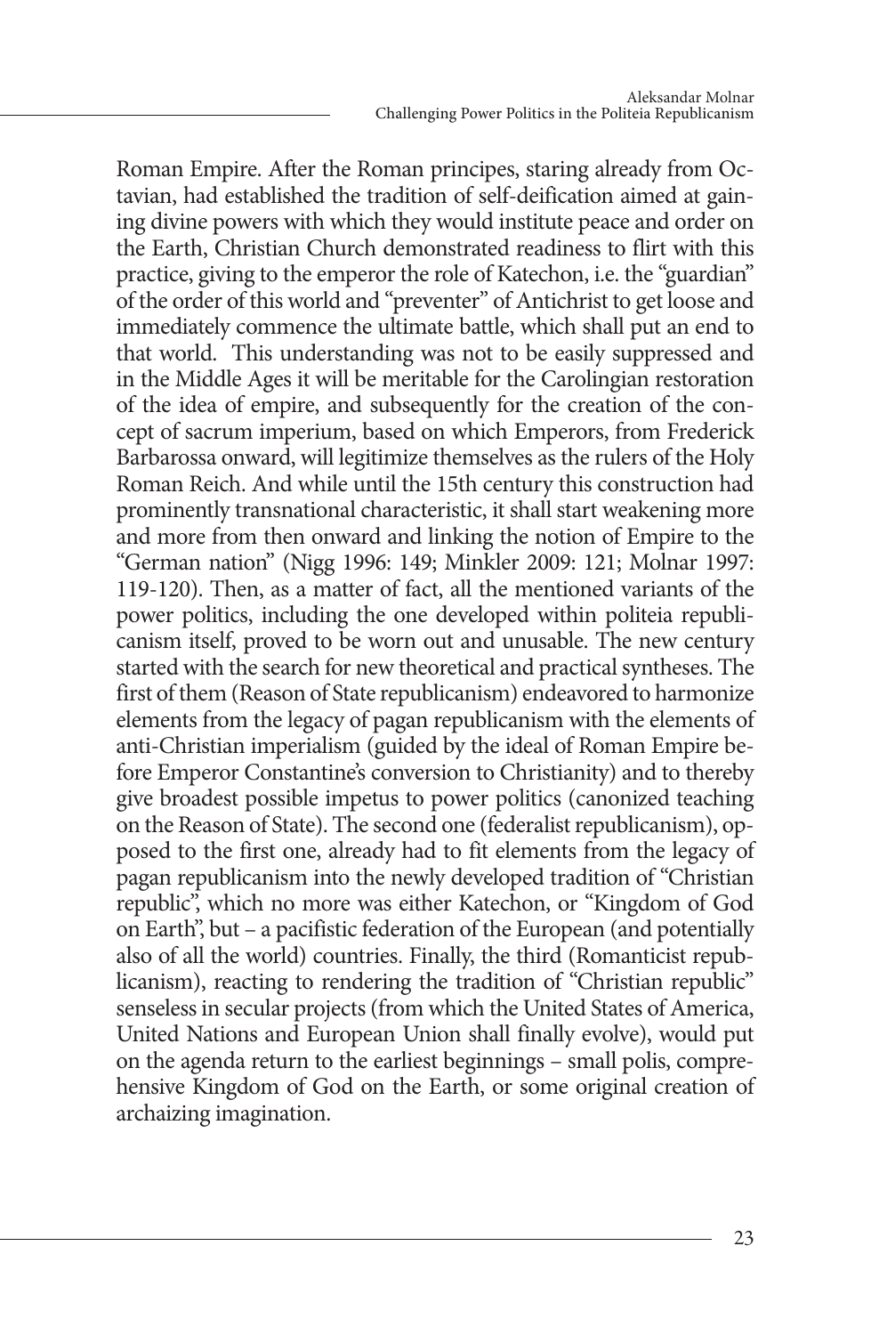Roman Empire. After the Roman principes, staring already from Octavian, had established the tradition of self-deification aimed at gaining divine powers with which they would institute peace and order on the Earth, Christian Church demonstrated readiness to flirt with this practice, giving to the emperor the role of Katechon, i.e. the "guardian" of the order of this world and "preventer" of Antichrist to get loose and immediately commence the ultimate battle, which shall put an end to that world. This understanding was not to be easily suppressed and in the Middle Ages it will be meritable for the Carolingian restoration of the idea of empire, and subsequently for the creation of the concept of sacrum imperium, based on which Emperors, from Frederick Barbarossa onward, will legitimize themselves as the rulers of the Holy Roman Reich. And while until the 15th century this construction had prominently transnational characteristic, it shall start weakening more and more from then onward and linking the notion of Empire to the "German nation" (Nigg 1996: 149; Minkler 2009: 121; Molnar 1997: 119-120). Then, as a matter of fact, all the mentioned variants of the power politics, including the one developed within politeia republicanism itself, proved to be worn out and unusable. The new century started with the search for new theoretical and practical syntheses. The first of them (Reason of State republicanism) endeavored to harmonize elements from the legacy of pagan republicanism with the elements of anti-Christian imperialism (guided by the ideal of Roman Empire before Emperor Constantine's conversion to Christianity) and to thereby give broadest possible impetus to power politics (canonized teaching on the Reason of State). The second one (federalist republicanism), opposed to the first one, already had to fit elements from the legacy of pagan republicanism into the newly developed tradition of "Christian republic", which no more was either Katechon, or "Kingdom of God on Earth", but – a pacifistic federation of the European (and potentially also of all the world) countries. Finally, the third (Romanticist republicanism), reacting to rendering the tradition of "Christian republic" senseless in secular projects (from which the United States of America, United Nations and European Union shall finally evolve), would put on the agenda return to the earliest beginnings – small polis, comprehensive Kingdom of God on the Earth, or some original creation of archaizing imagination.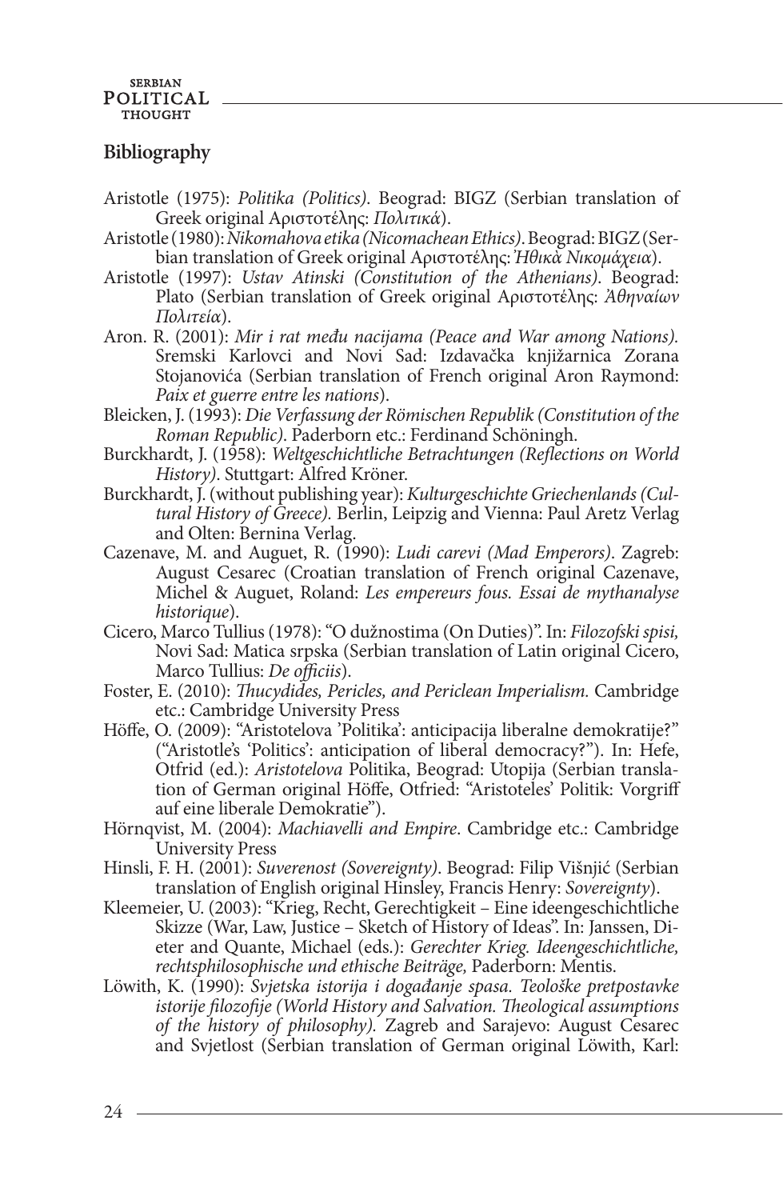## Bibliography

Aristotle (1975): *Politika (Politics)*. Beograd: BIGZ (Serbian translation of Greek original Αριστοτέλης: *Πολιτικά*).

Aristotle (1980): *Nikomahova etika (Nicomachean Ethics)*. Beograd: BIGZ (Serbian translation of Greek original Αριστοτέλης: *Ἠθικὰ Νικομάχεια*).

Aristotle (1997): *Ustav Atinski (Constitution of the Athenians)*. Beograd: Plato (Serbian translation of Greek original Αριστοτέλης: *Ἀθηναίων Πολιτεία*).

Aron. R. (2001): *Mir i rat među nacijama (Peace and War among Nations).* Sremski Karlovci and Novi Sad: Izdavačka knjižarnica Zorana Stojanovića (Serbian translation of French original Aron Raymond: *Paix et guerre entre les nations*).

Bleicken, J. (1993): *Die Verfassung der Römischen Republik (Constitution of the Roman Republic)*. Paderborn etc.: Ferdinand Schöningh.

Burckhardt, J. (1958): *Weltgeschichtliche Betrachtungen (Reflections on World History)*. Stuttgart: Alfred Kröner.

Burckhardt, J. (without publishing year): *Kulturgeschichte Griechenlands (Cultural History of Greece).* Berlin, Leipzig and Vienna: Paul Aretz Verlag and Olten: Bernina Verlag.

Cazenave, M. and Auguet, R. (1990): *Ludi carevi (Mad Emperors)*. Zagreb: August Cesarec (Croatian translation of French original Cazenave, Michel & Auguet, Roland: *Les empereurs fous. Essai de mythanalyse historique*).

Cicero, Marco Tullius (1978): "O dužnostima (On Duties)". In: *Filozofski spisi,* Novi Sad: Matica srpska (Serbian translation of Latin original Cicero, Marco Tullius: *De officiis*).

Foster, E. (2010): *Thucydides, Pericles, and Periclean Imperialism.* Cambridge etc.: Cambridge University Press

Höffe, O. (2009): "Aristotelova 'Politika': anticipacija liberalne demokratije?" ("Aristotle's 'Politics': anticipation of liberal democracy?"). In: Hefe, Otfrid (ed.): *Aristotelova* Politika, Beograd: Utopija (Serbian translation of German original Höffe, Otfried: "Aristoteles' Politik: Vorgriff auf eine liberale Demokratie").

Hörnqvist, M. (2004): *Machiavelli and Empire*. Cambridge etc.: Cambridge University Press

Hinsli, F. H. (2001): *Suverenost (Sovereignty)*. Beograd: Filip Višnjić (Serbian translation of English original Hinsley, Francis Henry: *Sovereignty*).

Kleemeier, U. (2003): "Krieg, Recht, Gerechtigkeit – Eine ideengeschichtliche Skizze (War, Law, Justice – Sketch of History of Ideas". In: Janssen, Dieter and Quante, Michael (eds.): *Gerechter Krieg. Ideengeschichtliche, rechtsphilosophische und ethische Beiträge,* Paderborn: Mentis.

Löwith, K. (1990): *Svjetska istorija i događanje spasa. Teološke pretpostavke istorije filozofije (World History and Salvation. Theological assumptions of the history of philosophy).* Zagreb and Sarajevo: August Cesarec and Svjetlost (Serbian translation of German original Löwith, Karl: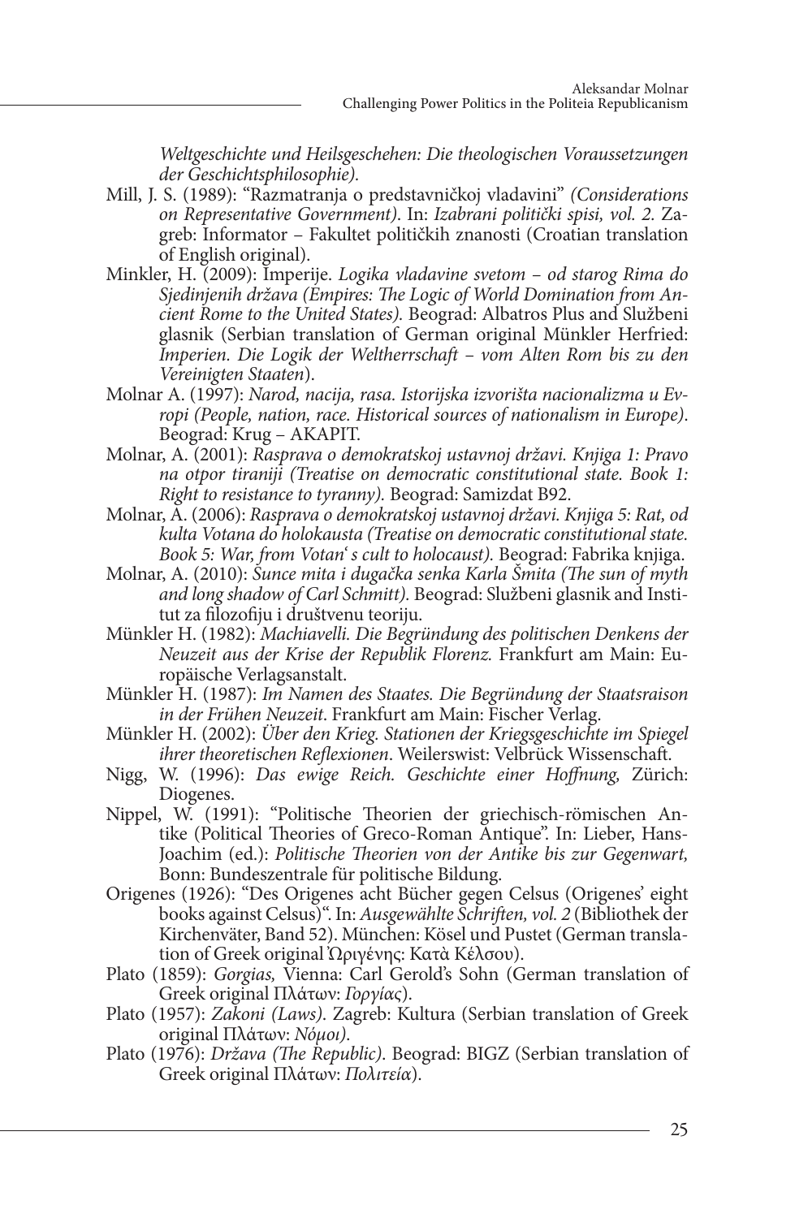*Weltgeschichte und Heilsgeschehen: Die theologischen Voraussetzungen der Geschichtsphilosophie).*

Mill, J. S. (1989): "Razmatranja o predstavničkoj vladavini" *(Considerations on Representative Government)*. In: *Izabrani politički spisi, vol. 2.* Zagreb: Informator – Fakultet političkih znanosti (Croatian translation of English original).

Minkler, H. (2009): Imperije. *Logika vladavine svetom – od starog Rima do Sjedinjenih država (Empires: The Logic of World Domination from Ancient Rome to the United States).* Beograd: Albatros Plus and Službeni glasnik (Serbian translation of German original Münkler Herfried: *Imperien. Die Logik der Weltherrschaft – vom Alten Rom bis zu den Vereinigten Staaten*).

Molnar A. (1997): *Narod, nacija, rasa. Istorijska izvorišta nacionalizma u Evropi (People, nation, race. Historical sources of nationalism in Europe)*. Beograd: Krug – AKAPIT.

Molnar, A. (2001): *Rasprava o demokratskoj ustavnoj državi. Knjiga 1: Pravo na otpor tiraniji (Treatise on democratic constitutional state. Book 1: Right to resistance to tyranny).* Beograd: Samizdat B92.

Molnar, A. (2006): *Rasprava o demokratskoj ustavnoj državi. Knjiga 5: Rat, od kulta Votana do holokausta (Treatise on democratic constitutional state. Book 5: War, from Votan' s cult to holocaust).* Beograd: Fabrika knjiga.

Molnar, A. (2010): *Šunce mita i dugačka senka Karla Šmita (The sun of myth and long shadow of Carl Schmitt).* Beograd: Službeni glasnik and Institut za filozofiju i društvenu teoriju.

Münkler H. (1982): *Machiavelli. Die Begründung des politischen Denkens der Neuzeit aus der Krise der Republik Florenz.* Frankfurt am Main: Europäische Verlagsanstalt.

Münkler H. (1987): *Im Namen des Staates. Die Begründung der Staatsraison in der Frühen Neuzeit*. Frankfurt am Main: Fischer Verlag.

Münkler H. (2002): *Über den Krieg. Stationen der Kriegsgeschichte im Spiegel ihrer theoretischen Reflexionen*. Weilerswist: Velbrück Wissenschaft.

Nigg, W. (1996): *Das ewige Reich. Geschichte einer Hoffnung,* Zürich: Diogenes.

Nippel, W. (1991): "Politische Theorien der griechisch-römischen Antike (Political Theories of Greco-Roman Antique". In: Lieber, Hans-Joachim (ed.): *Politische Theorien von der Antike bis zur Gegenwart,* Bonn: Bundeszentrale für politische Bildung.

Origenes (1926): "Des Origenes acht Bücher gegen Celsus (Origenes' eight books against Celsus)". In: *Ausgewählte Schriften, vol. 2* (Bibliothek der Kirchenväter, Band 52). München: Kösel und Pustet (German translation of Greek original Ὠριγένης: Κατὰ Κέλσου).

Plato (1859): *Gorgias,* Vienna: Carl Gerold's Sohn (German translation of Greek original Πλάτων: *Γοργίας*).

Plato (1957): *Zakoni (Laws)*. Zagreb: Kultura (Serbian translation of Greek original Πλάτων: *Νόμοι)*.

Plato (1976): *Država (The Republic)*. Beograd: BIGZ (Serbian translation of Greek original Πλάτων: *Πολιτεία*).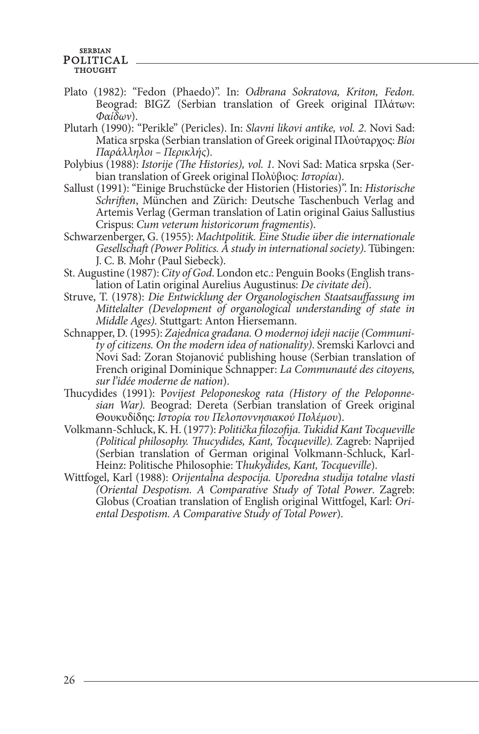Plato (1982): "Fedon (Phaedo)". In: *Odbrana Sokratova, Kriton, Fedon.* Beograd: BIGZ (Serbian translation of Greek original Πλάτων: *Φαίδων*).

Plutarh (1990): "Perikle" (Pericles). In: *Slavni likovi antike, vol. 2*. Novi Sad: Matica srpska (Serbian translation of Greek original Πλούταρχος: *Βίοι Παράλληλοι – Περικλής*).

Polybius (1988): *Istorije (The Histories), vol. 1.* Novi Sad: Matica srpska (Serbian translation of Greek original Πολύβιος: *Ιστορίαι*).

Sallust (1991): "Einige Bruchstücke der Historien (Histories)". In: *Historische Schriften*, München and Zürich: Deutsche Taschenbuch Verlag and Artemis Verlag (German translation of Latin original Gaius Sallustius Crispus: *Cum veterum historicorum fragmentis*).

Schwarzenberger, G. (1955): *Machtpolitik. Eine Studie über die internationale Gesellschaft (Power Politics. A study in international society)*. Tübingen: J. C. B. Mohr (Paul Siebeck).

St. Augustine (1987): *City of God*. London etc.: Penguin Books (English translation of Latin original Aurelius Augustinus: *De civitate dei*).

Struve, T. (1978): *Die Entwicklung der Organologischen Staatsauffassung im Mittelalter (Development of organological understanding of state in Middle Ages).* Stuttgart: Anton Hiersemann.

Schnapper, D. (1995): *Zajednica građana. O modernoj ideji nacije (Community of citizens. On the modern idea of nationality)*. Sremski Karlovci and Novi Sad: Zoran Stojanović publishing house (Serbian translation of French original Dominique Schnapper: *La Communauté des citoyens, sur l'idée moderne de nation*).

Thucydides (1991): P*ovijest Peloponeskog rata (History of the Peloponnesian War).* Beograd: Dereta (Serbian translation of Greek original Θουκυδίδης: *Ιστορία του Πελοποννησιακού Πολέμου*).

Volkmann-Schluck, K. H. (1977): *Politička filozofija. Tukidid Kant Tocqueville (Political philosophy. Thucydides, Kant, Tocqueville).* Zagreb: Naprijed (Serbian translation of German original Volkmann-Schluck, Karl-Heinz: Politische Philosophie: T*hukydides, Kant, Tocqueville*).

Wittfogel, Karl (1988): *Orijentalna despocija. Uporedna studija totalne vlasti (Oriental Despotism. A Comparative Study of Total Power*. Zagreb: Globus (Croatian translation of English original Wittfogel, Karl: *Oriental Despotism. A Comparative Study of Total Power*).